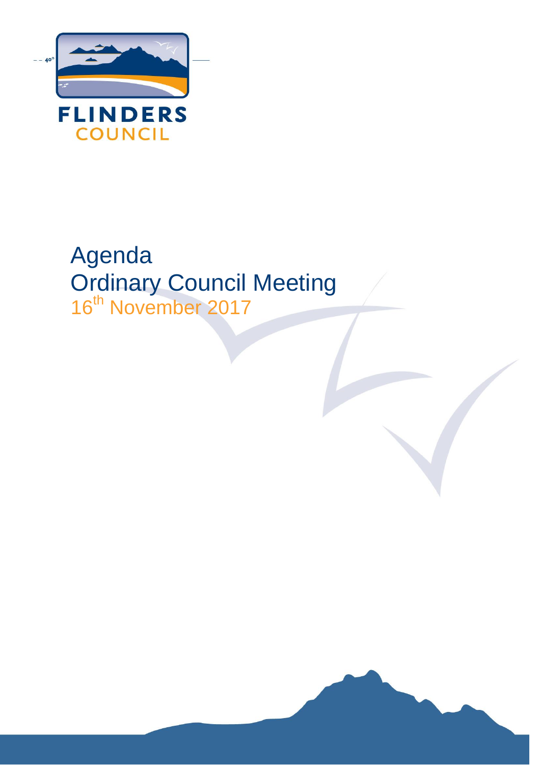FLINDERS
COUNCIL

# Agenda
# Ordinary Council Meeting
16th November 2017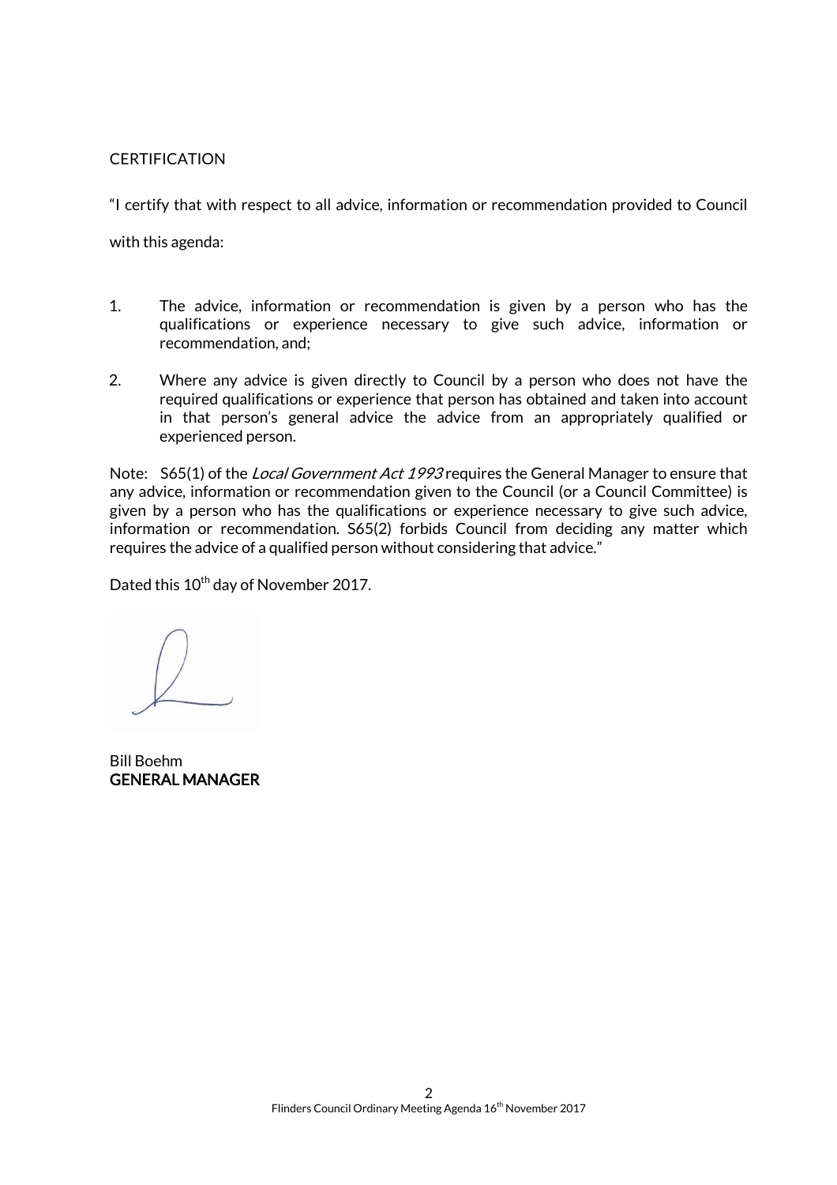CERTIFICATION

"I certify that with respect to all advice, information or recommendation provided to Council with this agenda:

1. The advice, information or recommendation is given by a person who has the qualifications or experience necessary to give such advice, information or recommendation, and;

2. Where any advice is given directly to Council by a person who does not have the required qualifications or experience that person has obtained and taken into account in that person's general advice the advice from an appropriately qualified or experienced person.

Note: S65(1) of the *Local Government Act 1993* requires the General Manager to ensure that any advice, information or recommendation given to the Council (or a Council Committee) is given by a person who has the qualifications or experience necessary to give such advice, information or recommendation. S65(2) forbids Council from deciding any matter which requires the advice of a qualified person without considering that advice."

Dated this 10th day of November 2017.

Bill Boehm
**GENERAL MANAGER**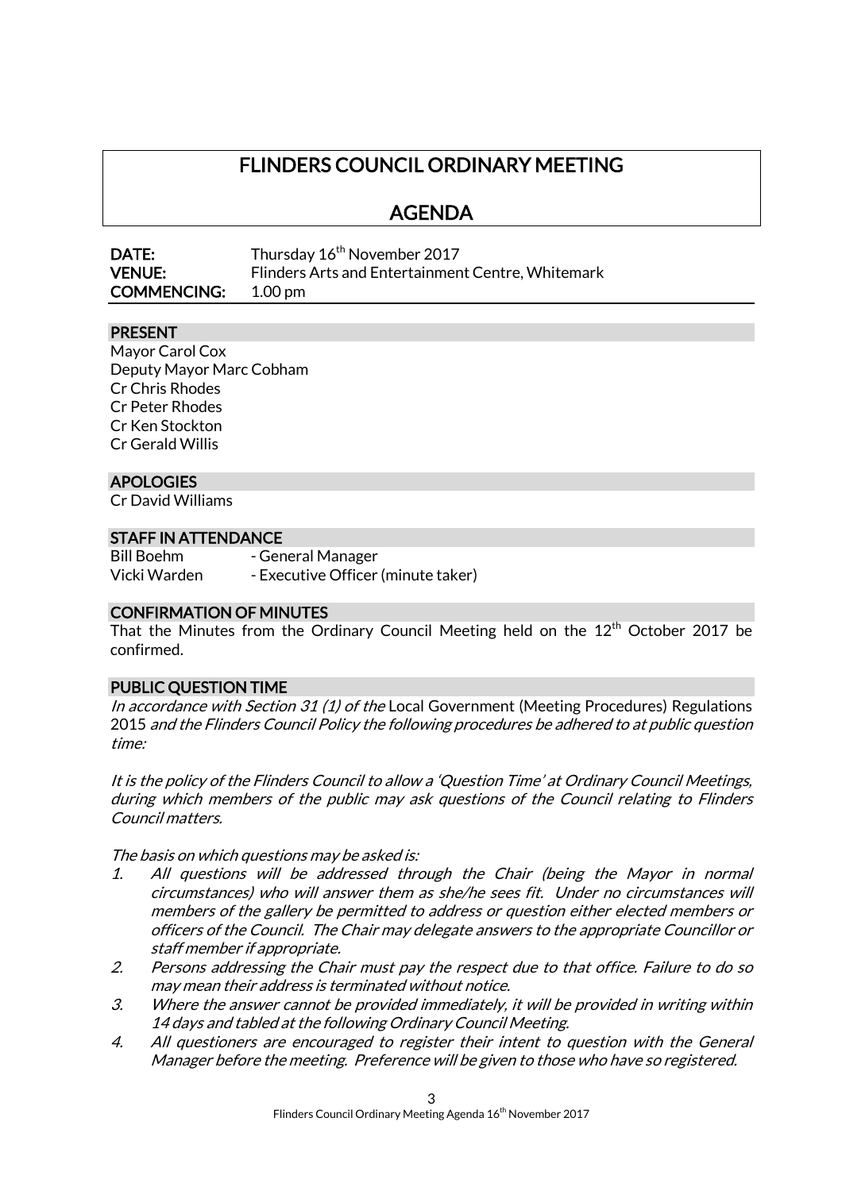# FLINDERS COUNCIL ORDINARY MEETING

# AGENDA

**DATE:** Thursday 16th November 2017
**VENUE:** Flinders Arts and Entertainment Centre, Whitemark
**COMMENCING:** 1.00 pm

## PRESENT

Mayor Carol Cox
Deputy Mayor Marc Cobham
Cr Chris Rhodes
Cr Peter Rhodes
Cr Ken Stockton
Cr Gerald Willis

## APOLOGIES

Cr David Williams

## STAFF IN ATTENDANCE

Bill Boehm - General Manager
Vicki Warden - Executive Officer (minute taker)

## CONFIRMATION OF MINUTES

That the Minutes from the Ordinary Council Meeting held on the 12th October 2017 be confirmed.

## PUBLIC QUESTION TIME

*In accordance with Section 31 (1) of the* Local Government (Meeting Procedures) Regulations 2015 *and the Flinders Council Policy the following procedures be adhered to at public question time:*

*It is the policy of the Flinders Council to allow a 'Question Time' at Ordinary Council Meetings, during which members of the public may ask questions of the Council relating to Flinders Council matters.*

*The basis on which questions may be asked is:*

1. *All questions will be addressed through the Chair (being the Mayor in normal circumstances) who will answer them as she/he sees fit. Under no circumstances will members of the gallery be permitted to address or question either elected members or officers of the Council. The Chair may delegate answers to the appropriate Councillor or staff member if appropriate.*
2. *Persons addressing the Chair must pay the respect due to that office. Failure to do so may mean their address is terminated without notice.*
3. *Where the answer cannot be provided immediately, it will be provided in writing within 14 days and tabled at the following Ordinary Council Meeting.*
4. *All questioners are encouraged to register their intent to question with the General Manager before the meeting. Preference will be given to those who have so registered.*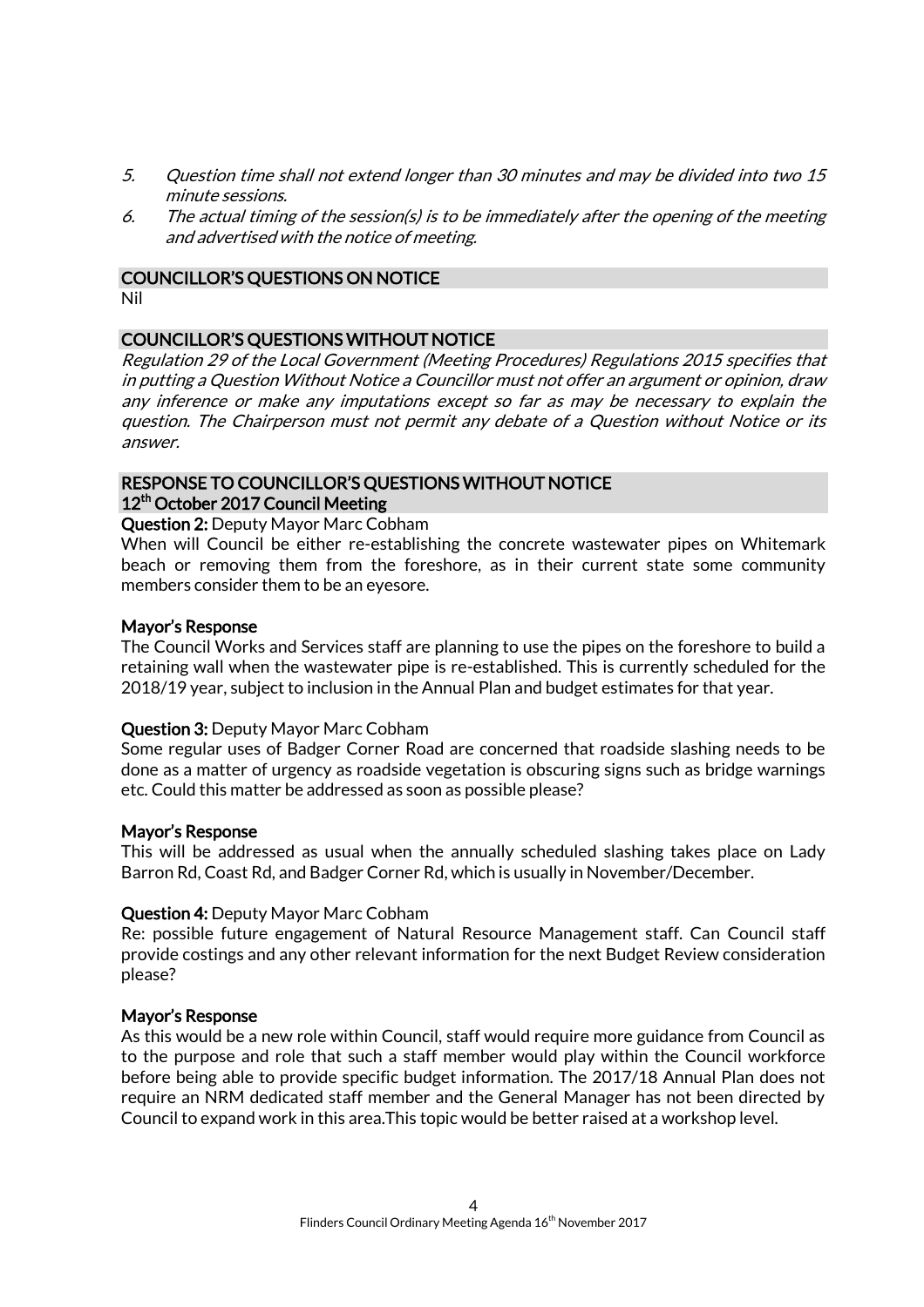5. *Question time shall not extend longer than 30 minutes and may be divided into two 15 minute sessions.*
6. *The actual timing of the session(s) is to be immediately after the opening of the meeting and advertised with the notice of meeting.*

## COUNCILLOR'S QUESTIONS ON NOTICE

Nil

## COUNCILLOR'S QUESTIONS WITHOUT NOTICE

*Regulation 29 of the Local Government (Meeting Procedures) Regulations 2015 specifies that in putting a Question Without Notice a Councillor must not offer an argument or opinion, draw any inference or make any imputations except so far as may be necessary to explain the question. The Chairperson must not permit any debate of a Question without Notice or its answer.*

## RESPONSE TO COUNCILLOR'S QUESTIONS WITHOUT NOTICE 12th October 2017 Council Meeting

**Question 2:** Deputy Mayor Marc Cobham

When will Council be either re-establishing the concrete wastewater pipes on Whitemark beach or removing them from the foreshore, as in their current state some community members consider them to be an eyesore.

**Mayor's Response**

The Council Works and Services staff are planning to use the pipes on the foreshore to build a retaining wall when the wastewater pipe is re-established. This is currently scheduled for the 2018/19 year, subject to inclusion in the Annual Plan and budget estimates for that year.

**Question 3:** Deputy Mayor Marc Cobham

Some regular uses of Badger Corner Road are concerned that roadside slashing needs to be done as a matter of urgency as roadside vegetation is obscuring signs such as bridge warnings etc. Could this matter be addressed as soon as possible please?

**Mayor's Response**

This will be addressed as usual when the annually scheduled slashing takes place on Lady Barron Rd, Coast Rd, and Badger Corner Rd, which is usually in November/December.

**Question 4:** Deputy Mayor Marc Cobham

Re: possible future engagement of Natural Resource Management staff. Can Council staff provide costings and any other relevant information for the next Budget Review consideration please?

**Mayor's Response**

As this would be a new role within Council, staff would require more guidance from Council as to the purpose and role that such a staff member would play within the Council workforce before being able to provide specific budget information. The 2017/18 Annual Plan does not require an NRM dedicated staff member and the General Manager has not been directed by Council to expand work in this area.This topic would be better raised at a workshop level.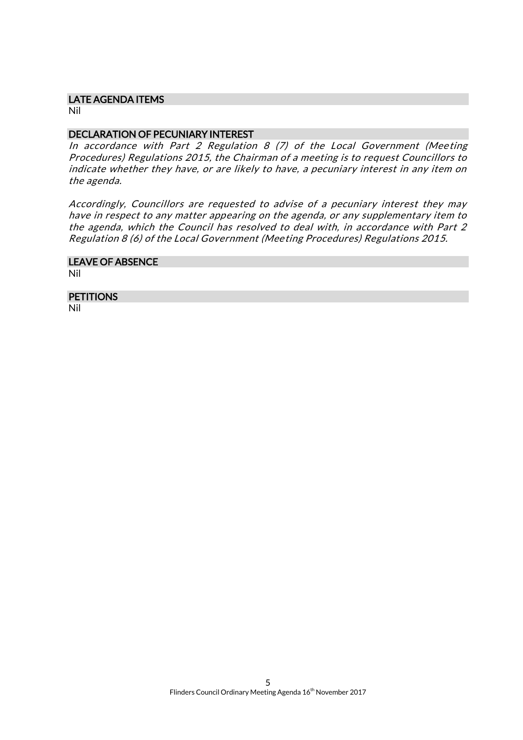## LATE AGENDA ITEMS

Nil

## DECLARATION OF PECUNIARY INTEREST

*In accordance with Part 2 Regulation 8 (7) of the Local Government (Meeting Procedures) Regulations 2015, the Chairman of a meeting is to request Councillors to indicate whether they have, or are likely to have, a pecuniary interest in any item on the agenda.*

*Accordingly, Councillors are requested to advise of a pecuniary interest they may have in respect to any matter appearing on the agenda, or any supplementary item to the agenda, which the Council has resolved to deal with, in accordance with Part 2 Regulation 8 (6) of the Local Government (Meeting Procedures) Regulations 2015.*

## LEAVE OF ABSENCE

Nil

## PETITIONS

Nil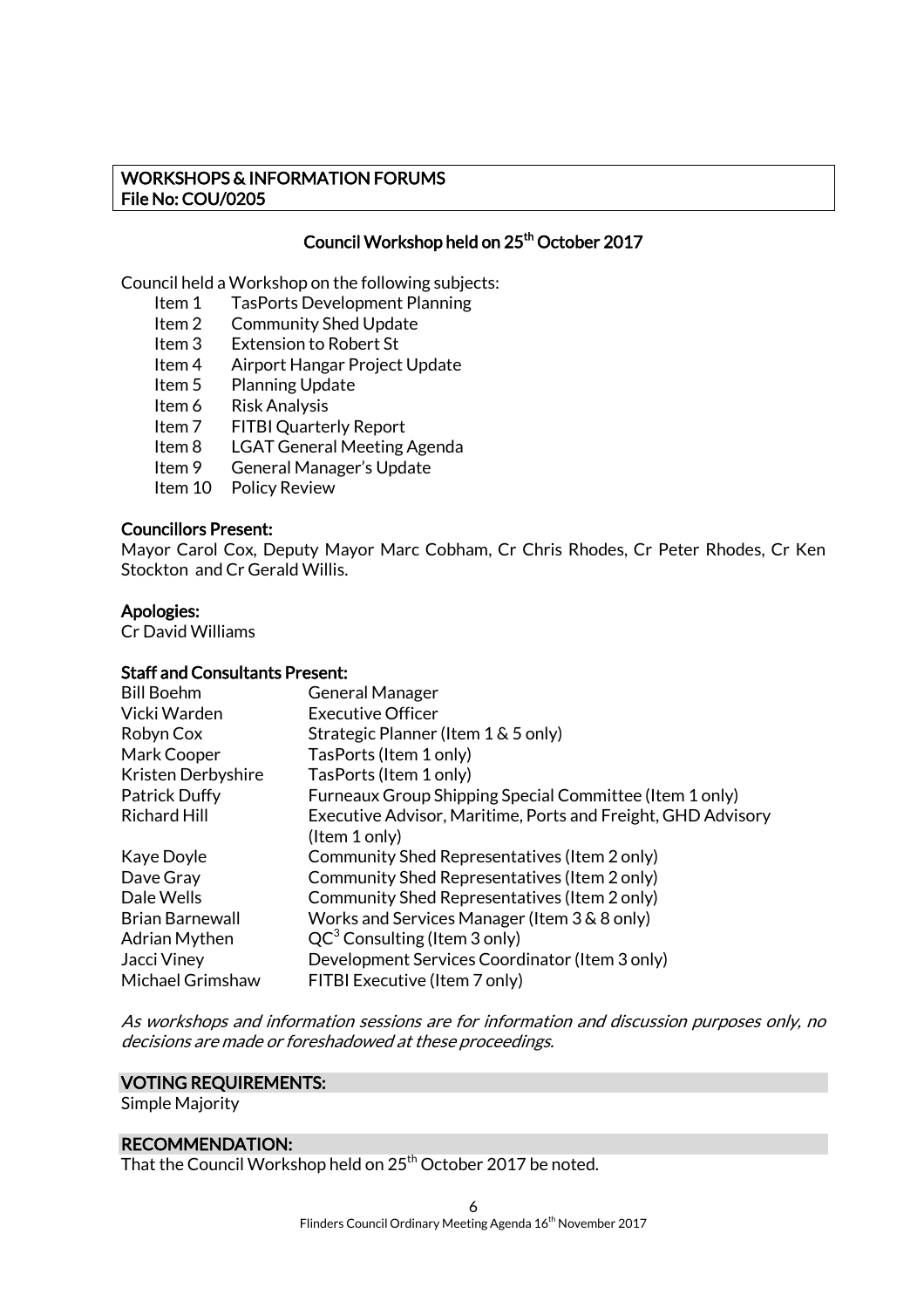**WORKSHOPS & INFORMATION FORUMS**
**File No: COU/0205**

## Council Workshop held on 25th October 2017

Council held a Workshop on the following subjects:

- Item 1 TasPorts Development Planning
- Item 2 Community Shed Update
- Item 3 Extension to Robert St
- Item 4 Airport Hangar Project Update
- Item 5 Planning Update
- Item 6 Risk Analysis
- Item 7 FITBI Quarterly Report
- Item 8 LGAT General Meeting Agenda
- Item 9 General Manager's Update
- Item 10 Policy Review

**Councillors Present:**

Mayor Carol Cox, Deputy Mayor Marc Cobham, Cr Chris Rhodes, Cr Peter Rhodes, Cr Ken Stockton and Cr Gerald Willis.

**Apologies:**

Cr David Williams

**Staff and Consultants Present:**

| | |
|---|---|
| Bill Boehm | General Manager |
| Vicki Warden | Executive Officer |
| Robyn Cox | Strategic Planner (Item 1 & 5 only) |
| Mark Cooper | TasPorts (Item 1 only) |
| Kristen Derbyshire | TasPorts (Item 1 only) |
| Patrick Duffy | Furneaux Group Shipping Special Committee (Item 1 only) |
| Richard Hill | Executive Advisor, Maritime, Ports and Freight, GHD Advisory (Item 1 only) |
| Kaye Doyle | Community Shed Representatives (Item 2 only) |
| Dave Gray | Community Shed Representatives (Item 2 only) |
| Dale Wells | Community Shed Representatives (Item 2 only) |
| Brian Barnewall | Works and Services Manager (Item 3 & 8 only) |
| Adrian Mythen | $QC^3$ Consulting (Item 3 only) |
| Jacci Viney | Development Services Coordinator (Item 3 only) |
| Michael Grimshaw | FITBI Executive (Item 7 only) |

*As workshops and information sessions are for information and discussion purposes only, no decisions are made or foreshadowed at these proceedings.*

**VOTING REQUIREMENTS:**

Simple Majority

**RECOMMENDATION:**

That the Council Workshop held on 25th October 2017 be noted.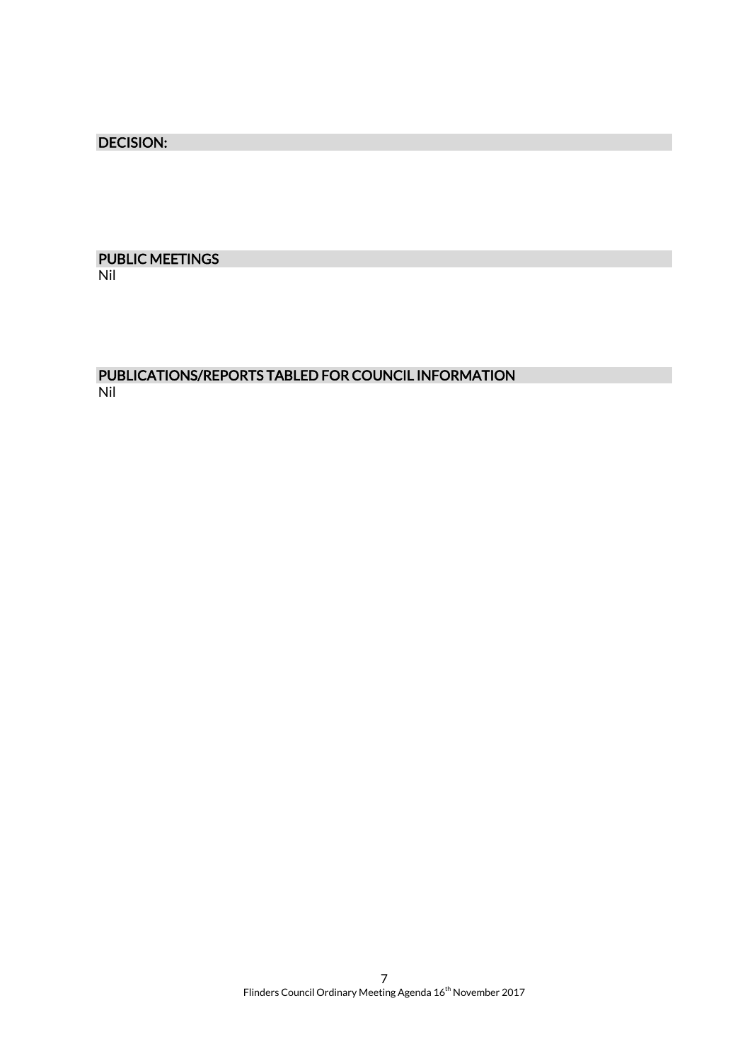## DECISION:

## PUBLIC MEETINGS

Nil

## PUBLICATIONS/REPORTS TABLED FOR COUNCIL INFORMATION

Nil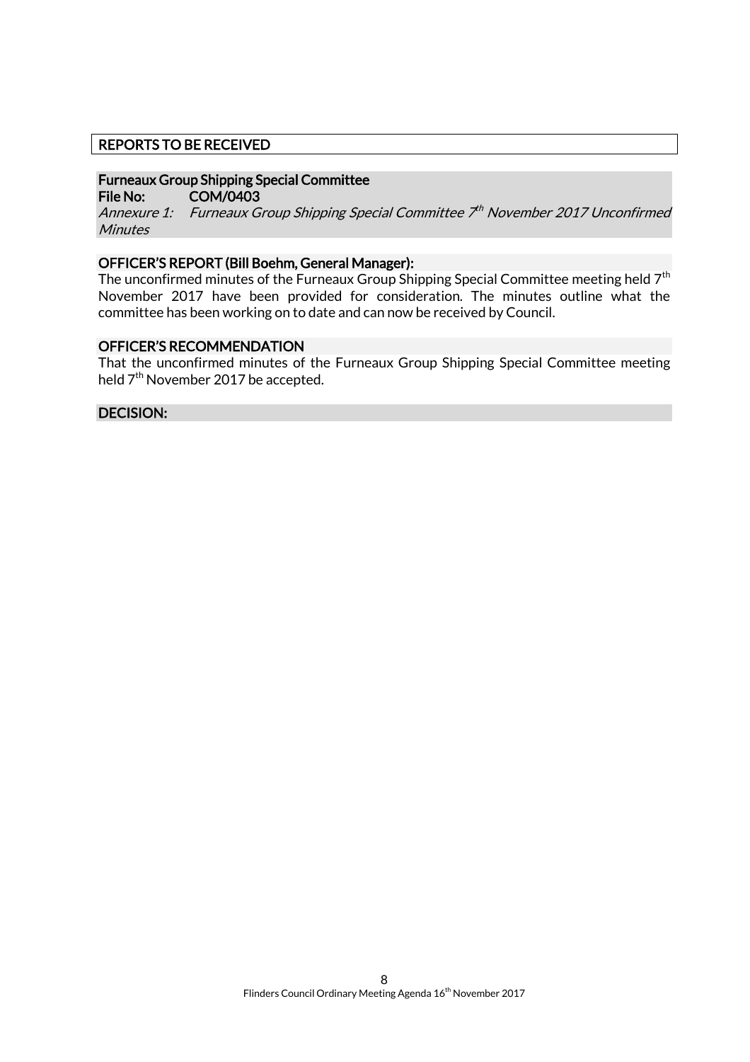## REPORTS TO BE RECEIVED

### Furneaux Group Shipping Special Committee

**File No:** COM/0403

*Annexure 1: Furneaux Group Shipping Special Committee 7th November 2017 Unconfirmed Minutes*

### OFFICER'S REPORT (Bill Boehm, General Manager):

The unconfirmed minutes of the Furneaux Group Shipping Special Committee meeting held 7th November 2017 have been provided for consideration. The minutes outline what the committee has been working on to date and can now be received by Council.

### OFFICER'S RECOMMENDATION

That the unconfirmed minutes of the Furneaux Group Shipping Special Committee meeting held 7th November 2017 be accepted.

### DECISION: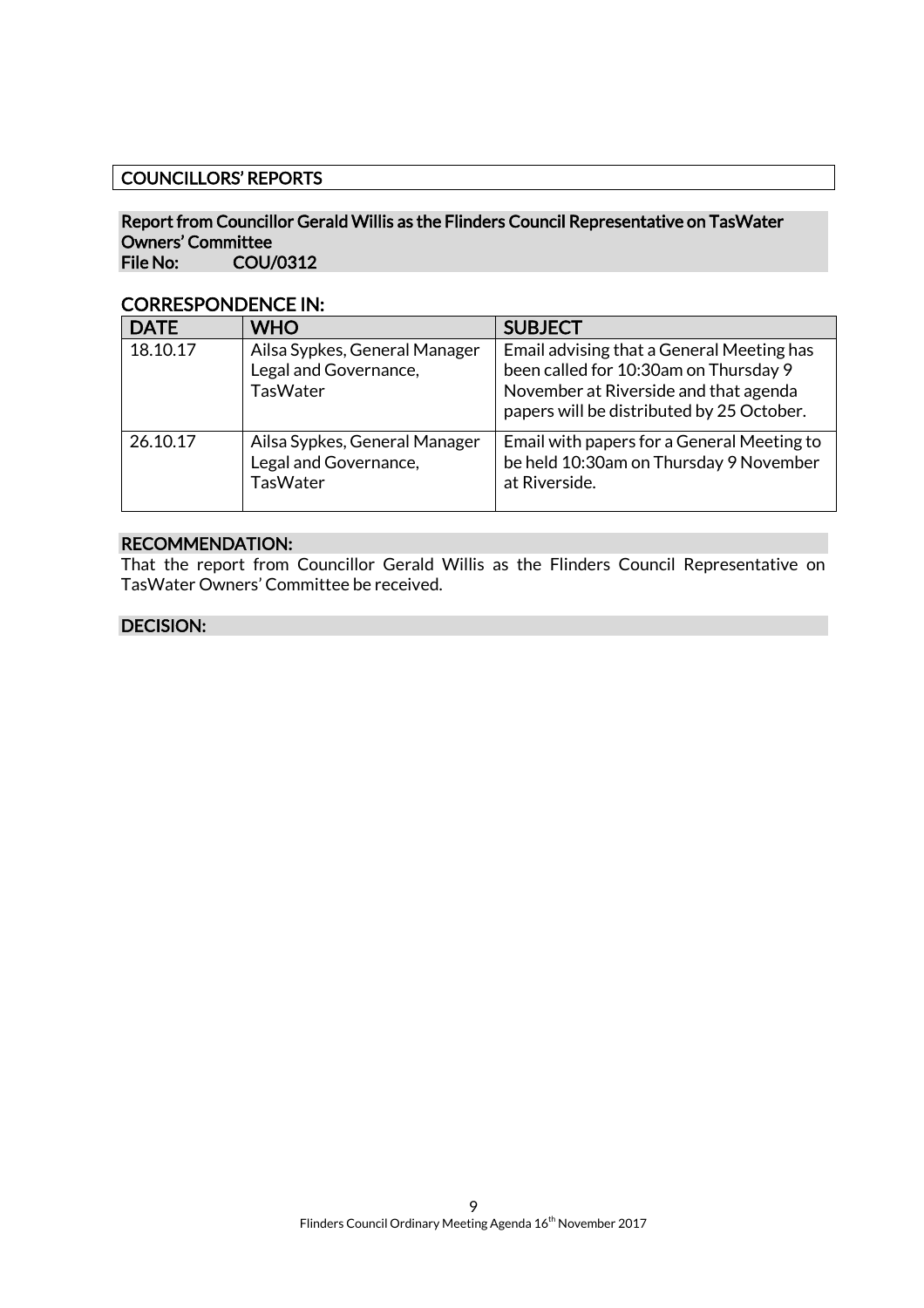## COUNCILLORS' REPORTS

### Report from Councillor Gerald Willis as the Flinders Council Representative on TasWater Owners' Committee
**File No: COU/0312**

### CORRESPONDENCE IN:

| DATE | WHO | SUBJECT |
|---|---|---|
| 18.10.17 | Ailsa Sypkes, General Manager Legal and Governance, TasWater | Email advising that a General Meeting has been called for 10:30am on Thursday 9 November at Riverside and that agenda papers will be distributed by 25 October. |
| 26.10.17 | Ailsa Sypkes, General Manager Legal and Governance, TasWater | Email with papers for a General Meeting to be held 10:30am on Thursday 9 November at Riverside. |

### RECOMMENDATION:
That the report from Councillor Gerald Willis as the Flinders Council Representative on TasWater Owners' Committee be received.

### DECISION: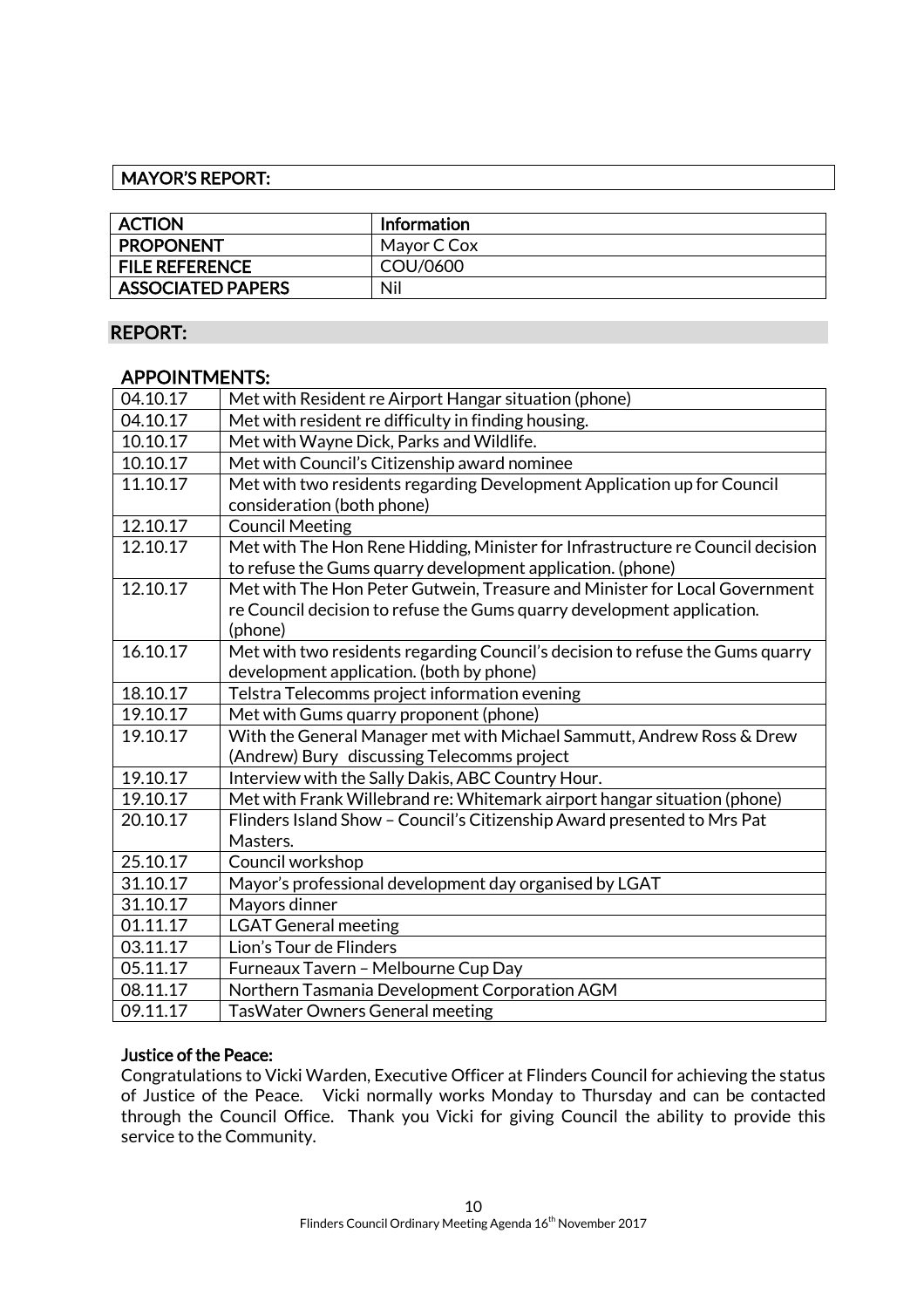## MAYOR'S REPORT:

| ACTION | Information |
|---|---|
| PROPONENT | Mayor C Cox |
| FILE REFERENCE | COU/0600 |
| ASSOCIATED PAPERS | Nil |

### REPORT:

### APPOINTMENTS:

| | |
|---|---|
| 04.10.17 | Met with Resident re Airport Hangar situation (phone) |
| 04.10.17 | Met with resident re difficulty in finding housing. |
| 10.10.17 | Met with Wayne Dick, Parks and Wildlife. |
| 10.10.17 | Met with Council's Citizenship award nominee |
| 11.10.17 | Met with two residents regarding Development Application up for Council consideration (both phone) |
| 12.10.17 | Council Meeting |
| 12.10.17 | Met with The Hon Rene Hidding, Minister for Infrastructure re Council decision to refuse the Gums quarry development application. (phone) |
| 12.10.17 | Met with The Hon Peter Gutwein, Treasure and Minister for Local Government re Council decision to refuse the Gums quarry development application. (phone) |
| 16.10.17 | Met with two residents regarding Council's decision to refuse the Gums quarry development application. (both by phone) |
| 18.10.17 | Telstra Telecomms project information evening |
| 19.10.17 | Met with Gums quarry proponent (phone) |
| 19.10.17 | With the General Manager met with Michael Sammutt, Andrew Ross & Drew (Andrew) Bury discussing Telecomms project |
| 19.10.17 | Interview with the Sally Dakis, ABC Country Hour. |
| 19.10.17 | Met with Frank Willebrand re: Whitemark airport hangar situation (phone) |
| 20.10.17 | Flinders Island Show – Council's Citizenship Award presented to Mrs Pat Masters. |
| 25.10.17 | Council workshop |
| 31.10.17 | Mayor's professional development day organised by LGAT |
| 31.10.17 | Mayors dinner |
| 01.11.17 | LGAT General meeting |
| 03.11.17 | Lion's Tour de Flinders |
| 05.11.17 | Furneaux Tavern – Melbourne Cup Day |
| 08.11.17 | Northern Tasmania Development Corporation AGM |
| 09.11.17 | TasWater Owners General meeting |

#### Justice of the Peace:

Congratulations to Vicki Warden, Executive Officer at Flinders Council for achieving the status of Justice of the Peace. Vicki normally works Monday to Thursday and can be contacted through the Council Office. Thank you Vicki for giving Council the ability to provide this service to the Community.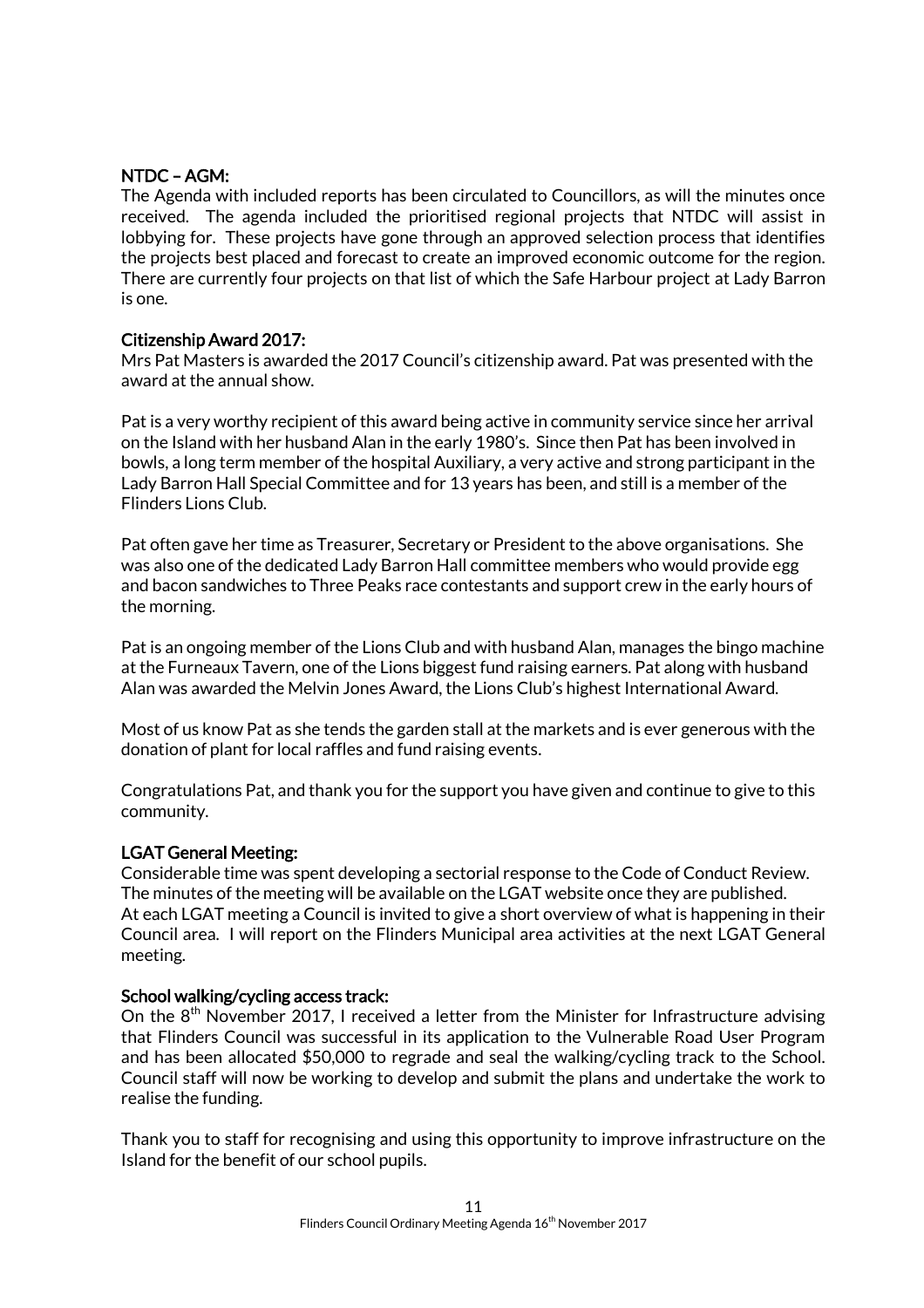### NTDC – AGM:

The Agenda with included reports has been circulated to Councillors, as will the minutes once received. The agenda included the prioritised regional projects that NTDC will assist in lobbying for. These projects have gone through an approved selection process that identifies the projects best placed and forecast to create an improved economic outcome for the region. There are currently four projects on that list of which the Safe Harbour project at Lady Barron is one.

### Citizenship Award 2017:

Mrs Pat Masters is awarded the 2017 Council's citizenship award. Pat was presented with the award at the annual show.

Pat is a very worthy recipient of this award being active in community service since her arrival on the Island with her husband Alan in the early 1980's. Since then Pat has been involved in bowls, a long term member of the hospital Auxiliary, a very active and strong participant in the Lady Barron Hall Special Committee and for 13 years has been, and still is a member of the Flinders Lions Club.

Pat often gave her time as Treasurer, Secretary or President to the above organisations. She was also one of the dedicated Lady Barron Hall committee members who would provide egg and bacon sandwiches to Three Peaks race contestants and support crew in the early hours of the morning.

Pat is an ongoing member of the Lions Club and with husband Alan, manages the bingo machine at the Furneaux Tavern, one of the Lions biggest fund raising earners. Pat along with husband Alan was awarded the Melvin Jones Award, the Lions Club's highest International Award.

Most of us know Pat as she tends the garden stall at the markets and is ever generous with the donation of plant for local raffles and fund raising events.

Congratulations Pat, and thank you for the support you have given and continue to give to this community.

### LGAT General Meeting:

Considerable time was spent developing a sectorial response to the Code of Conduct Review. The minutes of the meeting will be available on the LGAT website once they are published. At each LGAT meeting a Council is invited to give a short overview of what is happening in their Council area. I will report on the Flinders Municipal area activities at the next LGAT General meeting.

### School walking/cycling access track:

On the 8th November 2017, I received a letter from the Minister for Infrastructure advising that Flinders Council was successful in its application to the Vulnerable Road User Program and has been allocated $50,000 to regrade and seal the walking/cycling track to the School. Council staff will now be working to develop and submit the plans and undertake the work to realise the funding.

Thank you to staff for recognising and using this opportunity to improve infrastructure on the Island for the benefit of our school pupils.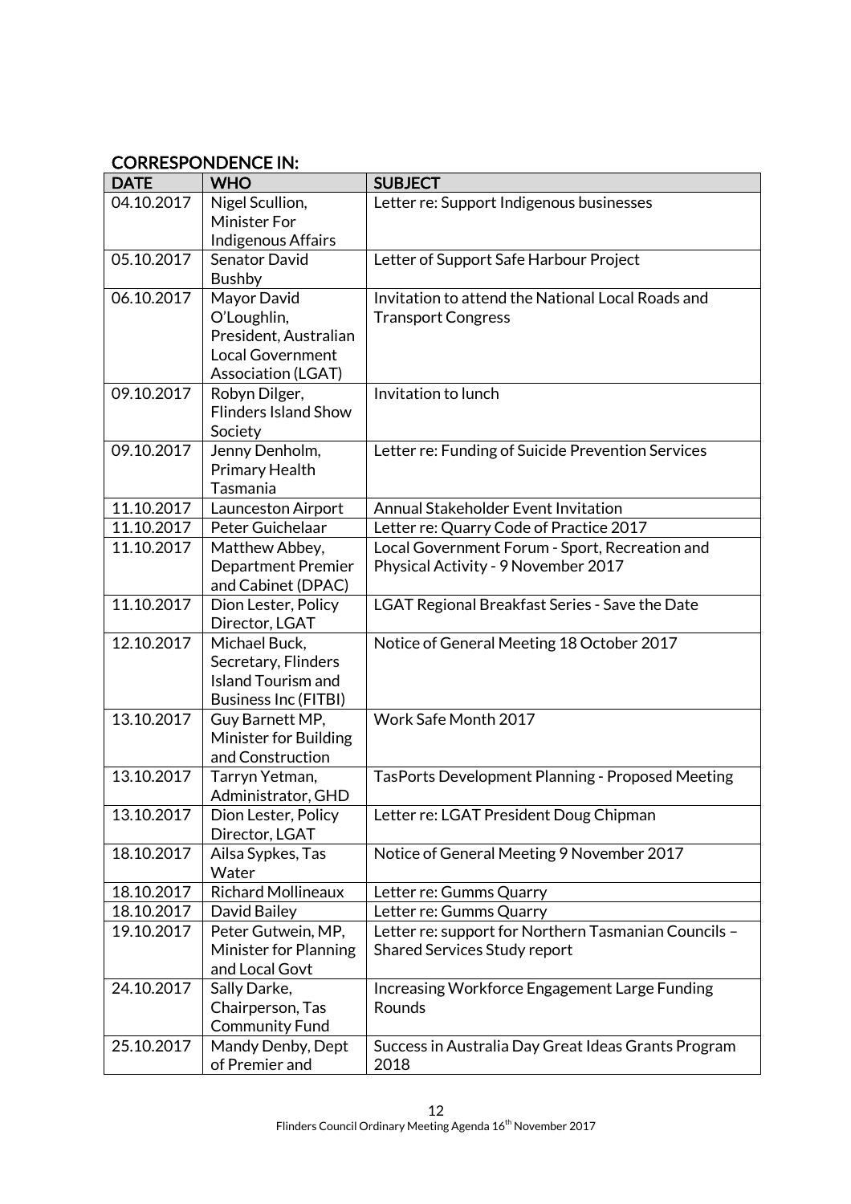## CORRESPONDENCE IN:

| DATE | WHO | SUBJECT |
|---|---|---|
| 04.10.2017 | Nigel Scullion, Minister For Indigenous Affairs | Letter re: Support Indigenous businesses |
| 05.10.2017 | Senator David Bushby | Letter of Support Safe Harbour Project |
| 06.10.2017 | Mayor David O'Loughlin, President, Australian Local Government Association (LGAT) | Invitation to attend the National Local Roads and Transport Congress |
| 09.10.2017 | Robyn Dilger, Flinders Island Show Society | Invitation to lunch |
| 09.10.2017 | Jenny Denholm, Primary Health Tasmania | Letter re: Funding of Suicide Prevention Services |
| 11.10.2017 | Launceston Airport | Annual Stakeholder Event Invitation |
| 11.10.2017 | Peter Guichelaar | Letter re: Quarry Code of Practice 2017 |
| 11.10.2017 | Matthew Abbey, Department Premier and Cabinet (DPAC) | Local Government Forum - Sport, Recreation and Physical Activity - 9 November 2017 |
| 11.10.2017 | Dion Lester, Policy Director, LGAT | LGAT Regional Breakfast Series - Save the Date |
| 12.10.2017 | Michael Buck, Secretary, Flinders Island Tourism and Business Inc (FITBI) | Notice of General Meeting 18 October 2017 |
| 13.10.2017 | Guy Barnett MP, Minister for Building and Construction | Work Safe Month 2017 |
| 13.10.2017 | Tarryn Yetman, Administrator, GHD | TasPorts Development Planning - Proposed Meeting |
| 13.10.2017 | Dion Lester, Policy Director, LGAT | Letter re: LGAT President Doug Chipman |
| 18.10.2017 | Ailsa Sypkes, Tas Water | Notice of General Meeting 9 November 2017 |
| 18.10.2017 | Richard Mollineaux | Letter re: Gumms Quarry |
| 18.10.2017 | David Bailey | Letter re: Gumms Quarry |
| 19.10.2017 | Peter Gutwein, MP, Minister for Planning and Local Govt | Letter re: support for Northern Tasmanian Councils – Shared Services Study report |
| 24.10.2017 | Sally Darke, Chairperson, Tas Community Fund | Increasing Workforce Engagement Large Funding Rounds |
| 25.10.2017 | Mandy Denby, Dept of Premier and | Success in Australia Day Great Ideas Grants Program 2018 |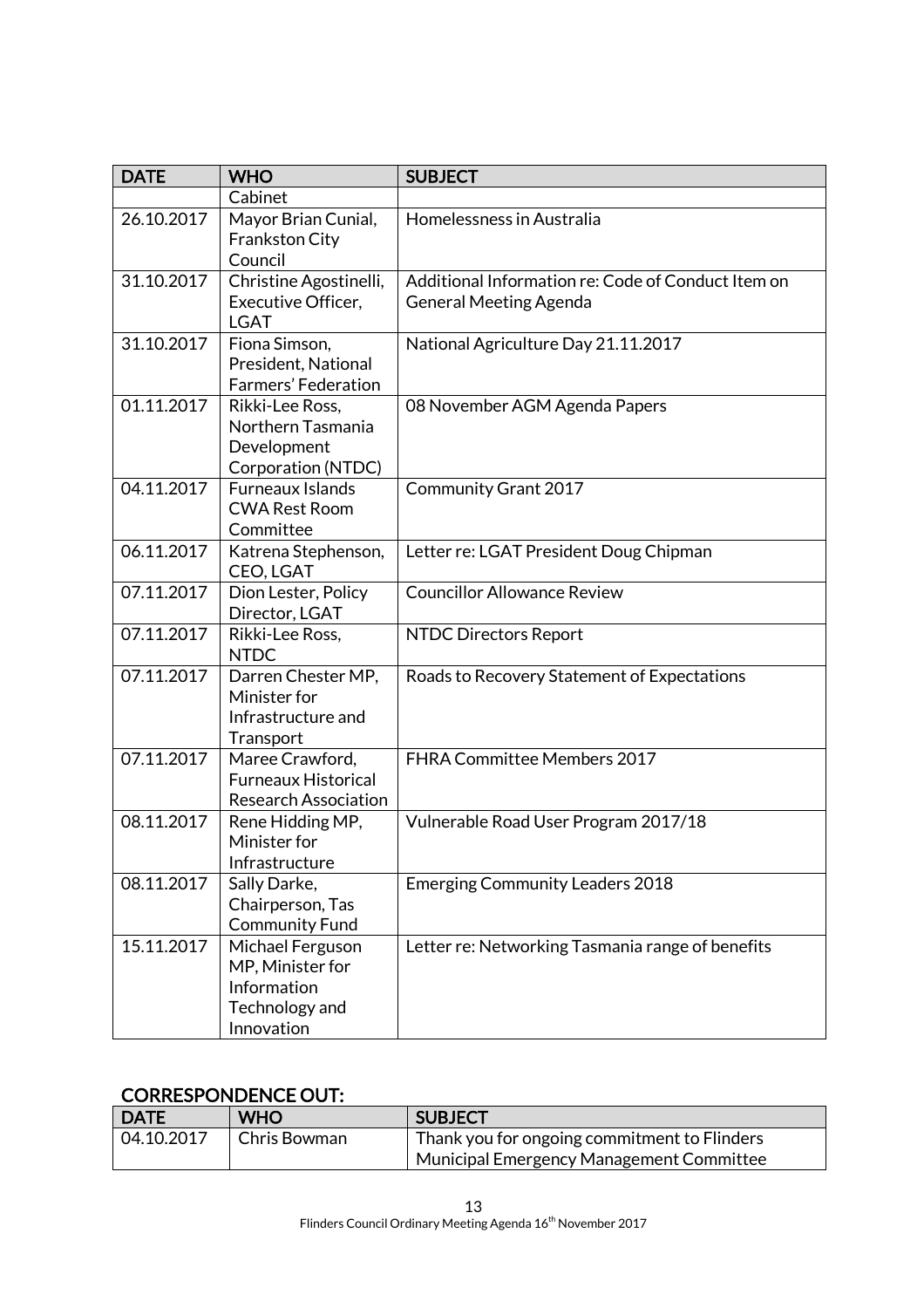| DATE | WHO | SUBJECT |
|---|---|---|
| | Cabinet | |
| 26.10.2017 | Mayor Brian Cunial, Frankston City Council | Homelessness in Australia |
| 31.10.2017 | Christine Agostinelli, Executive Officer, LGAT | Additional Information re: Code of Conduct Item on General Meeting Agenda |
| 31.10.2017 | Fiona Simson, President, National Farmers' Federation | National Agriculture Day 21.11.2017 |
| 01.11.2017 | Rikki-Lee Ross, Northern Tasmania Development Corporation (NTDC) | 08 November AGM Agenda Papers |
| 04.11.2017 | Furneaux Islands CWA Rest Room Committee | Community Grant 2017 |
| 06.11.2017 | Katrena Stephenson, CEO, LGAT | Letter re: LGAT President Doug Chipman |
| 07.11.2017 | Dion Lester, Policy Director, LGAT | Councillor Allowance Review |
| 07.11.2017 | Rikki-Lee Ross, NTDC | NTDC Directors Report |
| 07.11.2017 | Darren Chester MP, Minister for Infrastructure and Transport | Roads to Recovery Statement of Expectations |
| 07.11.2017 | Maree Crawford, Furneaux Historical Research Association | FHRA Committee Members 2017 |
| 08.11.2017 | Rene Hidding MP, Minister for Infrastructure | Vulnerable Road User Program 2017/18 |
| 08.11.2017 | Sally Darke, Chairperson, Tas Community Fund | Emerging Community Leaders 2018 |
| 15.11.2017 | Michael Ferguson MP, Minister for Information Technology and Innovation | Letter re: Networking Tasmania range of benefits |

## CORRESPONDENCE OUT:

| DATE | WHO | SUBJECT |
|---|---|---|
| 04.10.2017 | Chris Bowman | Thank you for ongoing commitment to Flinders Municipal Emergency Management Committee |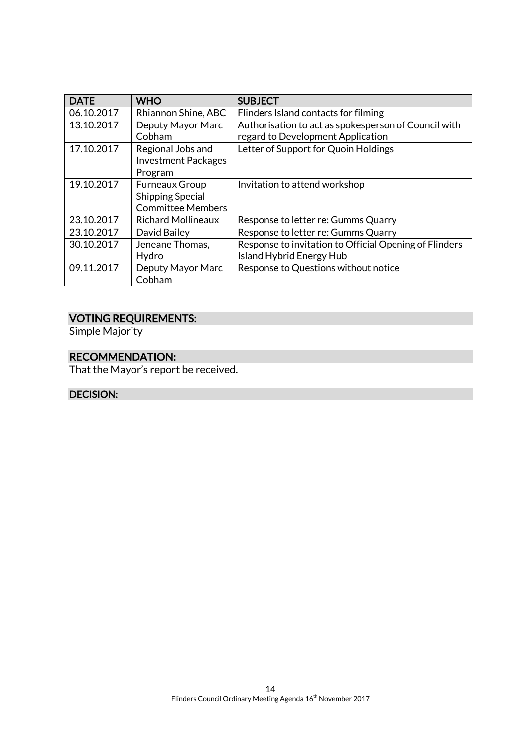| DATE | WHO | SUBJECT |
|---|---|---|
| 06.10.2017 | Rhiannon Shine, ABC | Flinders Island contacts for filming |
| 13.10.2017 | Deputy Mayor Marc Cobham | Authorisation to act as spokesperson of Council with regard to Development Application |
| 17.10.2017 | Regional Jobs and Investment Packages Program | Letter of Support for Quoin Holdings |
| 19.10.2017 | Furneaux Group Shipping Special Committee Members | Invitation to attend workshop |
| 23.10.2017 | Richard Mollineaux | Response to letter re: Gumms Quarry |
| 23.10.2017 | David Bailey | Response to letter re: Gumms Quarry |
| 30.10.2017 | Jeneane Thomas, Hydro | Response to invitation to Official Opening of Flinders Island Hybrid Energy Hub |
| 09.11.2017 | Deputy Mayor Marc Cobham | Response to Questions without notice |

## VOTING REQUIREMENTS:

Simple Majority

## RECOMMENDATION:

That the Mayor's report be received.

## DECISION: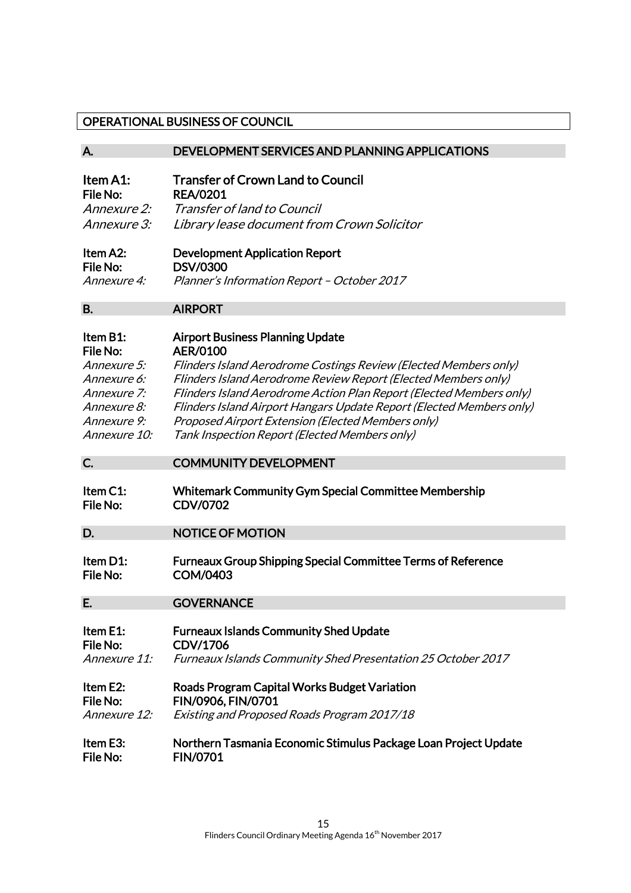## OPERATIONAL BUSINESS OF COUNCIL

### A. DEVELOPMENT SERVICES AND PLANNING APPLICATIONS

**Item A1:** **Transfer of Crown Land to Council**
**File No:** **REA/0201**
*Annexure 2:* *Transfer of land to Council*
*Annexure 3:* *Library lease document from Crown Solicitor*

**Item A2:** **Development Application Report**
**File No:** **DSV/0300**
*Annexure 4:* *Planner's Information Report – October 2017*

### B. AIRPORT

**Item B1:** **Airport Business Planning Update**
**File No:** **AER/0100**
*Annexure 5:* *Flinders Island Aerodrome Costings Review (Elected Members only)*
*Annexure 6:* *Flinders Island Aerodrome Review Report (Elected Members only)*
*Annexure 7:* *FIinders Island Aerodrome Action Plan Report (Elected Members only)*
*Annexure 8:* *Flinders Island Airport Hangars Update Report (Elected Members only)*
*Annexure 9:* *Proposed Airport Extension (Elected Members only)*
*Annexure 10:* *Tank Inspection Report (Elected Members only)*

### C. COMMUNITY DEVELOPMENT

**Item C1:** **Whitemark Community Gym Special Committee Membership**
**File No:** **CDV/0702**

### D. NOTICE OF MOTION

**Item D1:** **Furneaux Group Shipping Special Committee Terms of Reference**
**File No:** **COM/0403**

### E. GOVERNANCE

**Item E1:** **Furneaux Islands Community Shed Update**
**File No:** **CDV/1706**
*Annexure 11:* *Furneaux Islands Community Shed Presentation 25 October 2017*

**Item E2:** **Roads Program Capital Works Budget Variation**
**File No:** **FIN/0906, FIN/0701**
*Annexure 12:* *Existing and Proposed Roads Program 2017/18*

**Item E3:** **Northern Tasmania Economic Stimulus Package Loan Project Update**
**File No:** **FIN/0701**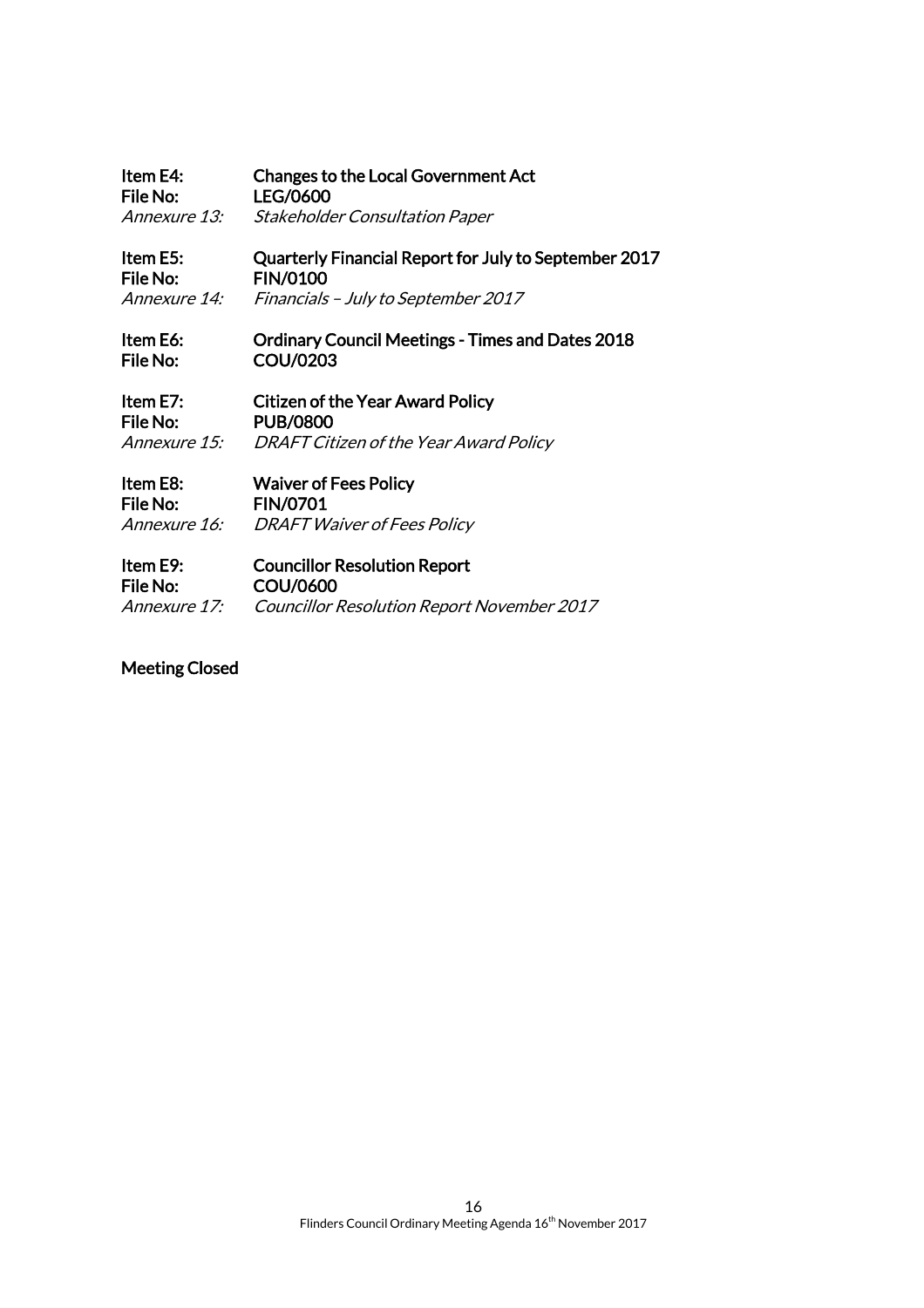**Item E4:** **Changes to the Local Government Act**
**File No:** **LEG/0600**
*Annexure 13:* *Stakeholder Consultation Paper*

**Item E5:** **Quarterly Financial Report for July to September 2017**
**File No:** **FIN/0100**
*Annexure 14:* *Financials – July to September 2017*

**Item E6:** **Ordinary Council Meetings - Times and Dates 2018**
**File No:** **COU/0203**

**Item E7:** **Citizen of the Year Award Policy**
**File No:** **PUB/0800**
*Annexure 15:* *DRAFT Citizen of the Year Award Policy*

**Item E8:** **Waiver of Fees Policy**
**File No:** **FIN/0701**
*Annexure 16:* *DRAFT Waiver of Fees Policy*

**Item E9:** **Councillor Resolution Report**
**File No:** **COU/0600**
*Annexure 17:* *Councillor Resolution Report November 2017*

**Meeting Closed**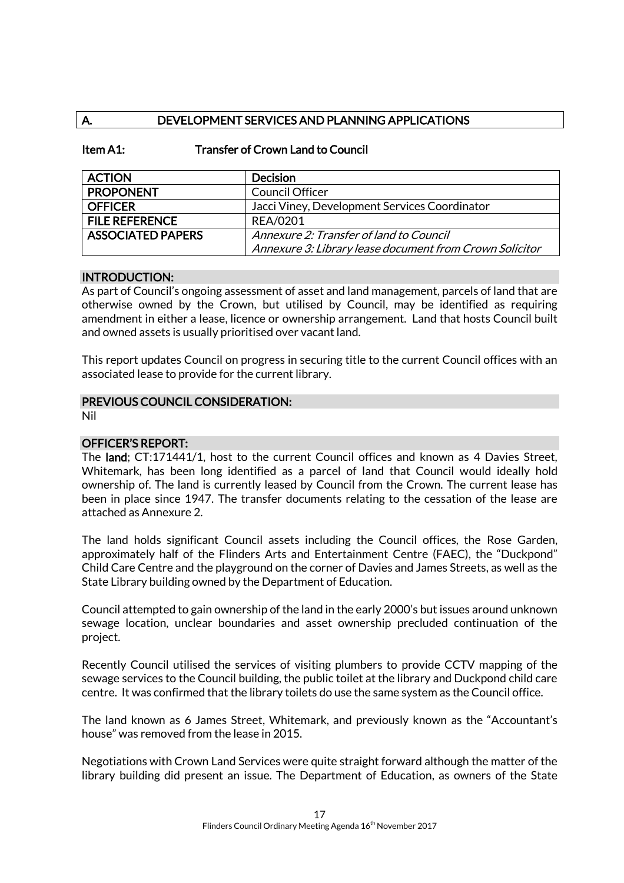## A. DEVELOPMENT SERVICES AND PLANNING APPLICATIONS

### Item A1: Transfer of Crown Land to Council

| ACTION | Decision |
|---|---|
| PROPONENT | Council Officer |
| OFFICER | Jacci Viney, Development Services Coordinator |
| FILE REFERENCE | REA/0201 |
| ASSOCIATED PAPERS | *Annexure 2: Transfer of land to Council*<br>*Annexure 3: Library lease document from Crown Solicitor* |

#### INTRODUCTION:

As part of Council's ongoing assessment of asset and land management, parcels of land that are otherwise owned by the Crown, but utilised by Council, may be identified as requiring amendment in either a lease, licence or ownership arrangement. Land that hosts Council built and owned assets is usually prioritised over vacant land.

This report updates Council on progress in securing title to the current Council offices with an associated lease to provide for the current library.

#### PREVIOUS COUNCIL CONSIDERATION:

Nil

#### OFFICER'S REPORT:

The **land**; CT:171441/1, host to the current Council offices and known as 4 Davies Street, Whitemark, has been long identified as a parcel of land that Council would ideally hold ownership of. The land is currently leased by Council from the Crown. The current lease has been in place since 1947. The transfer documents relating to the cessation of the lease are attached as Annexure 2.

The land holds significant Council assets including the Council offices, the Rose Garden, approximately half of the Flinders Arts and Entertainment Centre (FAEC), the "Duckpond" Child Care Centre and the playground on the corner of Davies and James Streets, as well as the State Library building owned by the Department of Education.

Council attempted to gain ownership of the land in the early 2000's but issues around unknown sewage location, unclear boundaries and asset ownership precluded continuation of the project.

Recently Council utilised the services of visiting plumbers to provide CCTV mapping of the sewage services to the Council building, the public toilet at the library and Duckpond child care centre. It was confirmed that the library toilets do use the same system as the Council office.

The land known as 6 James Street, Whitemark, and previously known as the "Accountant's house" was removed from the lease in 2015.

Negotiations with Crown Land Services were quite straight forward although the matter of the library building did present an issue. The Department of Education, as owners of the State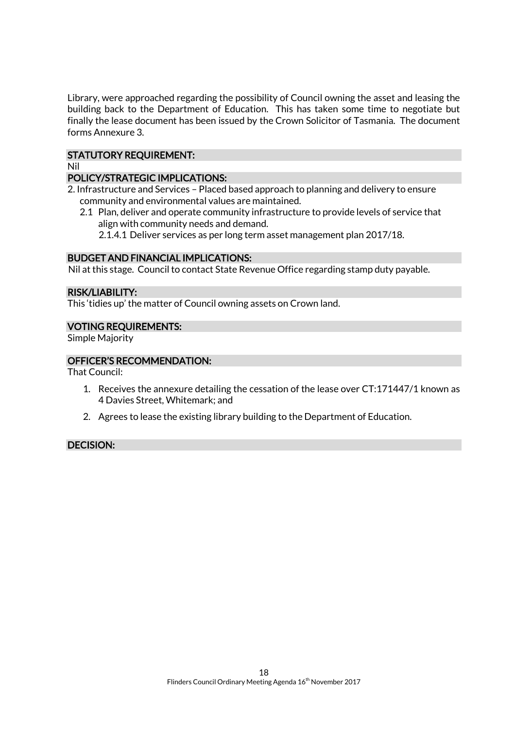Library, were approached regarding the possibility of Council owning the asset and leasing the building back to the Department of Education. This has taken some time to negotiate but finally the lease document has been issued by the Crown Solicitor of Tasmania. The document forms Annexure 3.

### STATUTORY REQUIREMENT:

Nil

### POLICY/STRATEGIC IMPLICATIONS:

2. Infrastructure and Services – Placed based approach to planning and delivery to ensure community and environmental values are maintained.
   - 2.1 Plan, deliver and operate community infrastructure to provide levels of service that align with community needs and demand.
     - 2.1.4.1 Deliver services as per long term asset management plan 2017/18.

### BUDGET AND FINANCIAL IMPLICATIONS:

Nil at this stage. Council to contact State Revenue Office regarding stamp duty payable.

### RISK/LIABILITY:

This 'tidies up' the matter of Council owning assets on Crown land.

### VOTING REQUIREMENTS:

Simple Majority

### OFFICER'S RECOMMENDATION:

That Council:

1. Receives the annexure detailing the cessation of the lease over CT:171447/1 known as 4 Davies Street, Whitemark; and
2. Agrees to lease the existing library building to the Department of Education.

### DECISION: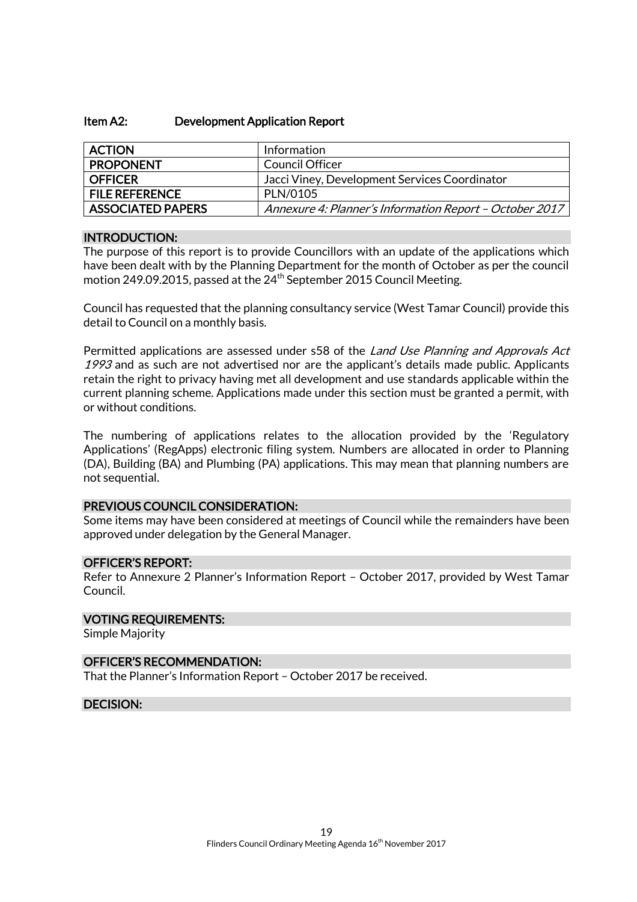### Item A2: Development Application Report

| ACTION | Information |
|---|---|
| PROPONENT | Council Officer |
| OFFICER | Jacci Viney, Development Services Coordinator |
| FILE REFERENCE | PLN/0105 |
| ASSOCIATED PAPERS | *Annexure 4: Planner's Information Report – October 2017* |

**INTRODUCTION:**

The purpose of this report is to provide Councillors with an update of the applications which have been dealt with by the Planning Department for the month of October as per the council motion 249.09.2015, passed at the 24th September 2015 Council Meeting.

Council has requested that the planning consultancy service (West Tamar Council) provide this detail to Council on a monthly basis.

Permitted applications are assessed under s58 of the *Land Use Planning and Approvals Act 1993* and as such are not advertised nor are the applicant's details made public. Applicants retain the right to privacy having met all development and use standards applicable within the current planning scheme. Applications made under this section must be granted a permit, with or without conditions.

The numbering of applications relates to the allocation provided by the 'Regulatory Applications' (RegApps) electronic filing system. Numbers are allocated in order to Planning (DA), Building (BA) and Plumbing (PA) applications. This may mean that planning numbers are not sequential.

**PREVIOUS COUNCIL CONSIDERATION:**

Some items may have been considered at meetings of Council while the remainders have been approved under delegation by the General Manager.

**OFFICER'S REPORT:**

Refer to Annexure 2 Planner's Information Report – October 2017, provided by West Tamar Council.

**VOTING REQUIREMENTS:**

Simple Majority

**OFFICER'S RECOMMENDATION:**

That the Planner's Information Report – October 2017 be received.

**DECISION:**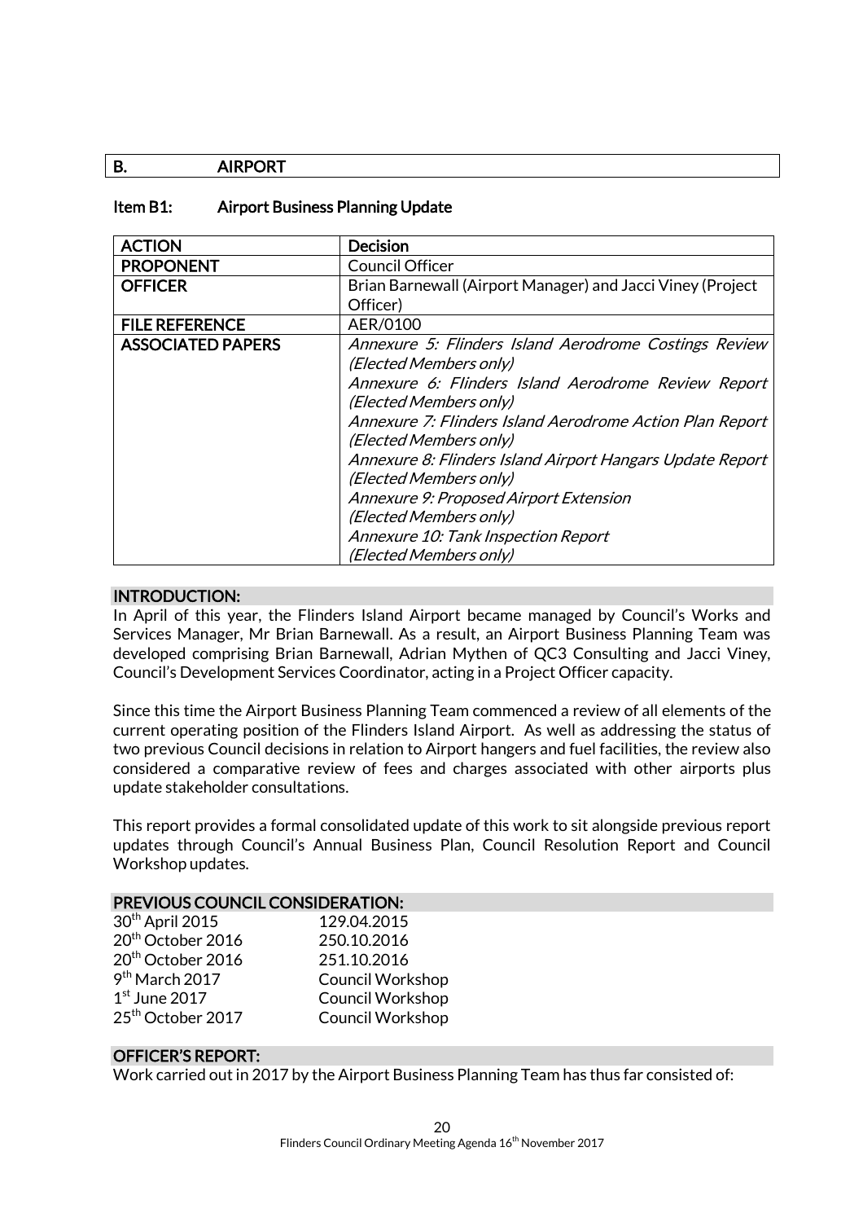## B. AIRPORT

### Item B1: Airport Business Planning Update

| ACTION | Decision |
|---|---|
| PROPONENT | Council Officer |
| OFFICER | Brian Barnewall (Airport Manager) and Jacci Viney (Project Officer) |
| FILE REFERENCE | AER/0100 |
| ASSOCIATED PAPERS | *Annexure 5: Flinders Island Aerodrome Costings Review (Elected Members only)*<br>*Annexure 6: FIinders Island Aerodrome Review Report (Elected Members only)*<br>*Annexure 7: FIinders Island Aerodrome Action Plan Report (Elected Members only)*<br>*Annexure 8: Flinders Island Airport Hangars Update Report (Elected Members only)*<br>*Annexure 9: Proposed Airport Extension (Elected Members only)*<br>*Annexure 10: Tank Inspection Report (Elected Members only)* |

#### INTRODUCTION:

In April of this year, the Flinders Island Airport became managed by Council's Works and Services Manager, Mr Brian Barnewall. As a result, an Airport Business Planning Team was developed comprising Brian Barnewall, Adrian Mythen of QC3 Consulting and Jacci Viney, Council's Development Services Coordinator, acting in a Project Officer capacity.

Since this time the Airport Business Planning Team commenced a review of all elements of the current operating position of the Flinders Island Airport. As well as addressing the status of two previous Council decisions in relation to Airport hangers and fuel facilities, the review also considered a comparative review of fees and charges associated with other airports plus update stakeholder consultations.

This report provides a formal consolidated update of this work to sit alongside previous report updates through Council's Annual Business Plan, Council Resolution Report and Council Workshop updates.

#### PREVIOUS COUNCIL CONSIDERATION:

| | |
|---|---|
| 30th April 2015 | 129.04.2015 |
| 20th October 2016 | 250.10.2016 |
| 20th October 2016 | 251.10.2016 |
| 9th March 2017 | Council Workshop |
| 1st June 2017 | Council Workshop |
| 25th October 2017 | Council Workshop |

#### OFFICER'S REPORT:

Work carried out in 2017 by the Airport Business Planning Team has thus far consisted of: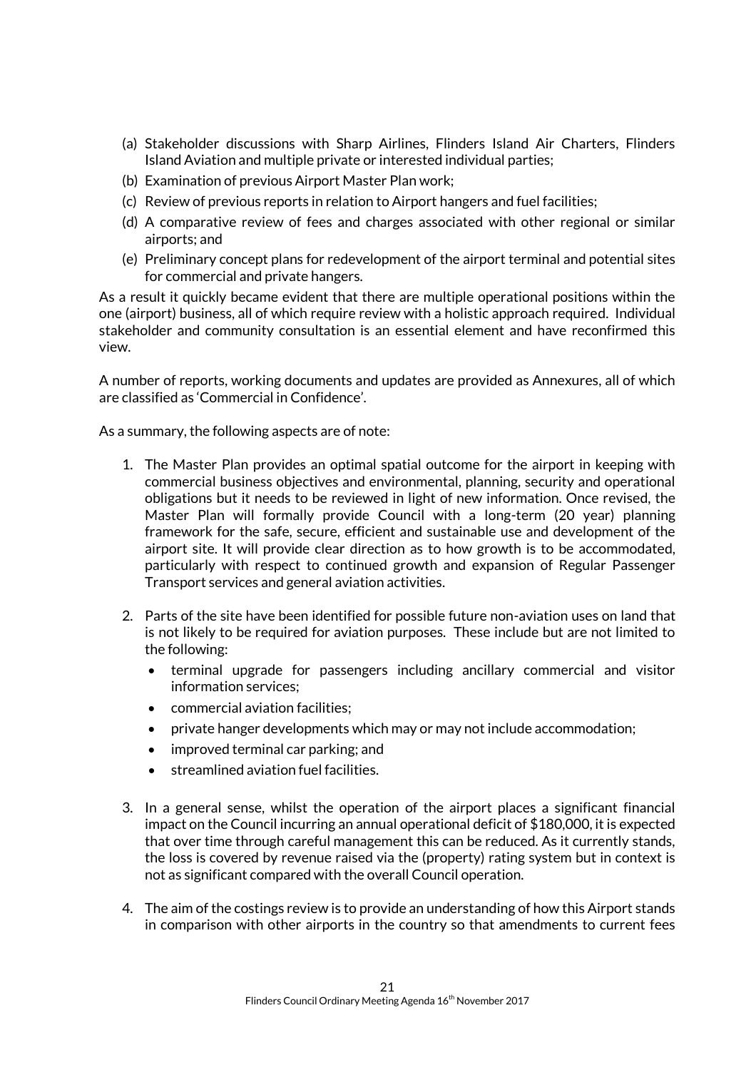(a) Stakeholder discussions with Sharp Airlines, Flinders Island Air Charters, Flinders Island Aviation and multiple private or interested individual parties;
(b) Examination of previous Airport Master Plan work;
(c) Review of previous reports in relation to Airport hangers and fuel facilities;
(d) A comparative review of fees and charges associated with other regional or similar airports; and
(e) Preliminary concept plans for redevelopment of the airport terminal and potential sites for commercial and private hangers.

As a result it quickly became evident that there are multiple operational positions within the one (airport) business, all of which require review with a holistic approach required. Individual stakeholder and community consultation is an essential element and have reconfirmed this view.

A number of reports, working documents and updates are provided as Annexures, all of which are classified as 'Commercial in Confidence'.

As a summary, the following aspects are of note:

1. The Master Plan provides an optimal spatial outcome for the airport in keeping with commercial business objectives and environmental, planning, security and operational obligations but it needs to be reviewed in light of new information. Once revised, the Master Plan will formally provide Council with a long-term (20 year) planning framework for the safe, secure, efficient and sustainable use and development of the airport site. It will provide clear direction as to how growth is to be accommodated, particularly with respect to continued growth and expansion of Regular Passenger Transport services and general aviation activities.

2. Parts of the site have been identified for possible future non-aviation uses on land that is not likely to be required for aviation purposes. These include but are not limited to the following:
   - terminal upgrade for passengers including ancillary commercial and visitor information services;
   - commercial aviation facilities;
   - private hanger developments which may or may not include accommodation;
   - improved terminal car parking; and
   - streamlined aviation fuel facilities.

3. In a general sense, whilst the operation of the airport places a significant financial impact on the Council incurring an annual operational deficit of $180,000, it is expected that over time through careful management this can be reduced. As it currently stands, the loss is covered by revenue raised via the (property) rating system but in context is not as significant compared with the overall Council operation.

4. The aim of the costings review is to provide an understanding of how this Airport stands in comparison with other airports in the country so that amendments to current fees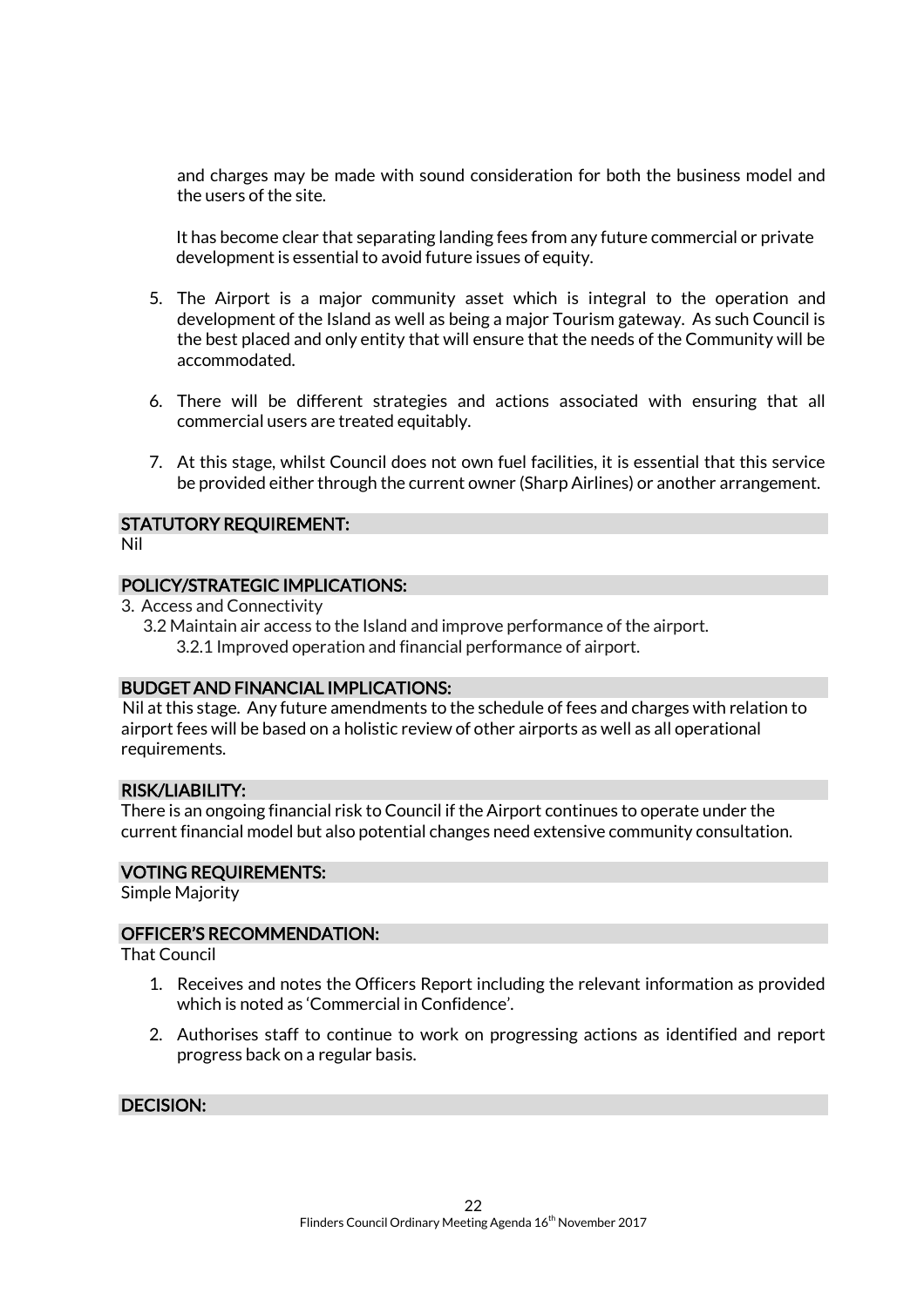and charges may be made with sound consideration for both the business model and the users of the site.

It has become clear that separating landing fees from any future commercial or private development is essential to avoid future issues of equity.

5. The Airport is a major community asset which is integral to the operation and development of the Island as well as being a major Tourism gateway. As such Council is the best placed and only entity that will ensure that the needs of the Community will be accommodated.

6. There will be different strategies and actions associated with ensuring that all commercial users are treated equitably.

7. At this stage, whilst Council does not own fuel facilities, it is essential that this service be provided either through the current owner (Sharp Airlines) or another arrangement.

## STATUTORY REQUIREMENT:

Nil

## POLICY/STRATEGIC IMPLICATIONS:

3. Access and Connectivity
   3.2 Maintain air access to the Island and improve performance of the airport.
      3.2.1 Improved operation and financial performance of airport.

## BUDGET AND FINANCIAL IMPLICATIONS:

Nil at this stage. Any future amendments to the schedule of fees and charges with relation to airport fees will be based on a holistic review of other airports as well as all operational requirements.

## RISK/LIABILITY:

There is an ongoing financial risk to Council if the Airport continues to operate under the current financial model but also potential changes need extensive community consultation.

## VOTING REQUIREMENTS:

Simple Majority

## OFFICER'S RECOMMENDATION:

That Council

1. Receives and notes the Officers Report including the relevant information as provided which is noted as 'Commercial in Confidence'.

2. Authorises staff to continue to work on progressing actions as identified and report progress back on a regular basis.

## DECISION: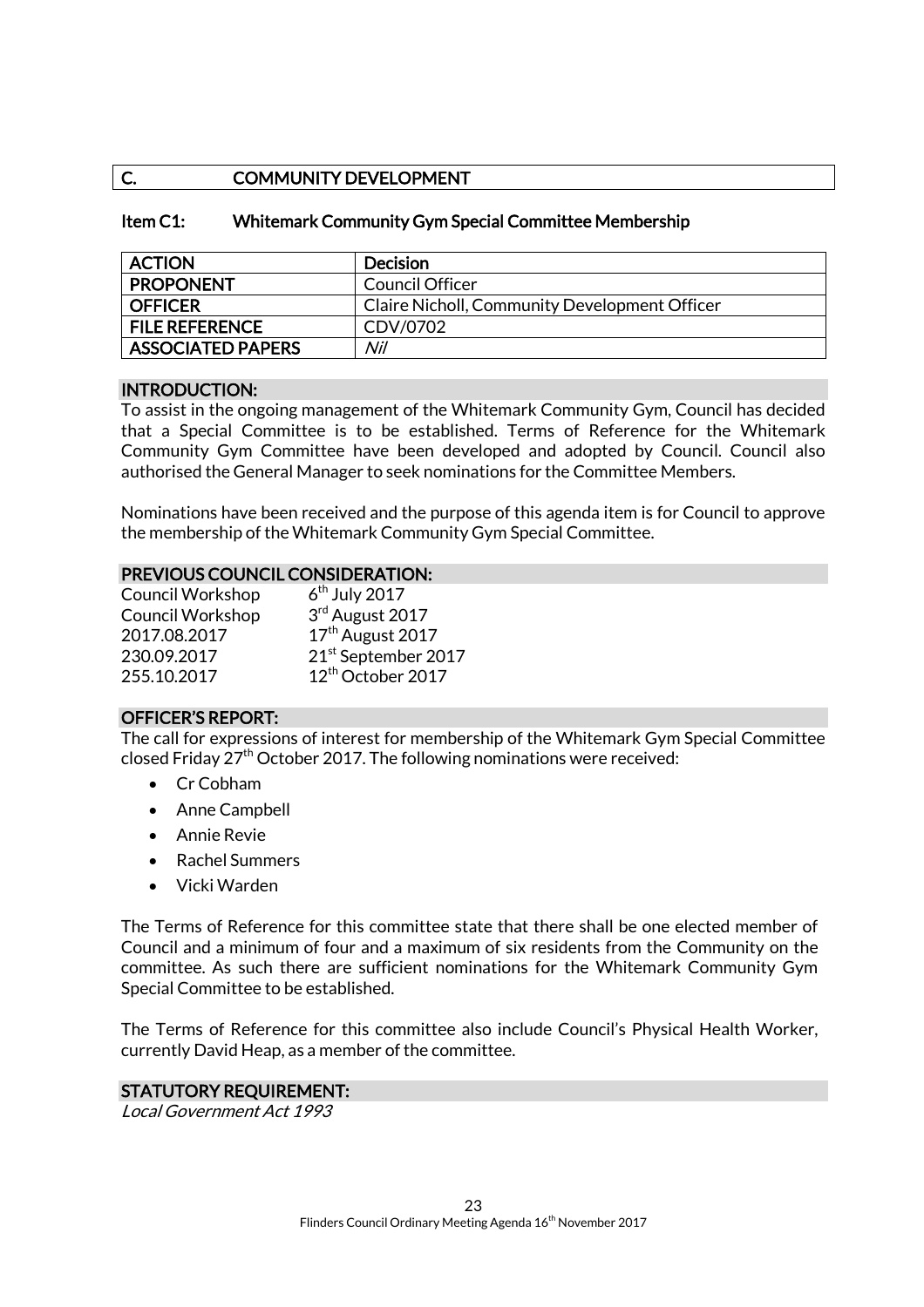## C. COMMUNITY DEVELOPMENT

### Item C1: Whitemark Community Gym Special Committee Membership

| ACTION | Decision |
|---|---|
| PROPONENT | Council Officer |
| OFFICER | Claire Nicholl, Community Development Officer |
| FILE REFERENCE | CDV/0702 |
| ASSOCIATED PAPERS | *Nil* |

#### INTRODUCTION:

To assist in the ongoing management of the Whitemark Community Gym, Council has decided that a Special Committee is to be established. Terms of Reference for the Whitemark Community Gym Committee have been developed and adopted by Council. Council also authorised the General Manager to seek nominations for the Committee Members.

Nominations have been received and the purpose of this agenda item is for Council to approve the membership of the Whitemark Community Gym Special Committee.

#### PREVIOUS COUNCIL CONSIDERATION:

| | |
|---|---|
| Council Workshop | 6th July 2017 |
| Council Workshop | 3rd August 2017 |
| 2017.08.2017 | 17th August 2017 |
| 230.09.2017 | 21st September 2017 |
| 255.10.2017 | 12th October 2017 |

#### OFFICER'S REPORT:

The call for expressions of interest for membership of the Whitemark Gym Special Committee closed Friday 27th October 2017. The following nominations were received:

- Cr Cobham
- Anne Campbell
- Annie Revie
- Rachel Summers
- Vicki Warden

The Terms of Reference for this committee state that there shall be one elected member of Council and a minimum of four and a maximum of six residents from the Community on the committee. As such there are sufficient nominations for the Whitemark Community Gym Special Committee to be established.

The Terms of Reference for this committee also include Council's Physical Health Worker, currently David Heap, as a member of the committee.

#### STATUTORY REQUIREMENT:

*Local Government Act 1993*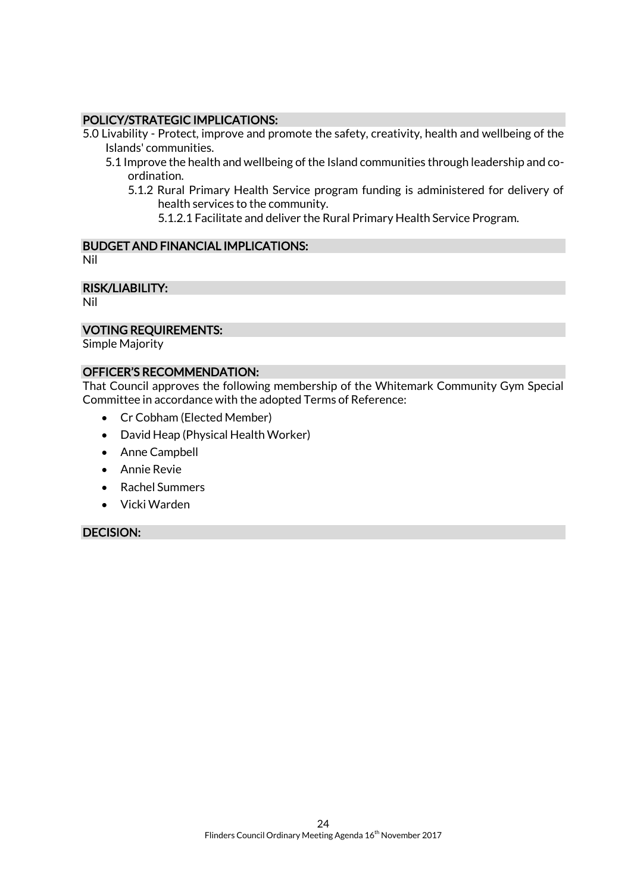### POLICY/STRATEGIC IMPLICATIONS:

5.0 Livability - Protect, improve and promote the safety, creativity, health and wellbeing of the Islands' communities.

- 5.1 Improve the health and wellbeing of the Island communities through leadership and co-ordination.
  - 5.1.2 Rural Primary Health Service program funding is administered for delivery of health services to the community.
    - 5.1.2.1 Facilitate and deliver the Rural Primary Health Service Program.

### BUDGET AND FINANCIAL IMPLICATIONS:

Nil

### RISK/LIABILITY:

Nil

### VOTING REQUIREMENTS:

Simple Majority

### OFFICER'S RECOMMENDATION:

That Council approves the following membership of the Whitemark Community Gym Special Committee in accordance with the adopted Terms of Reference:

- Cr Cobham (Elected Member)
- David Heap (Physical Health Worker)
- Anne Campbell
- Annie Revie
- Rachel Summers
- Vicki Warden

### DECISION: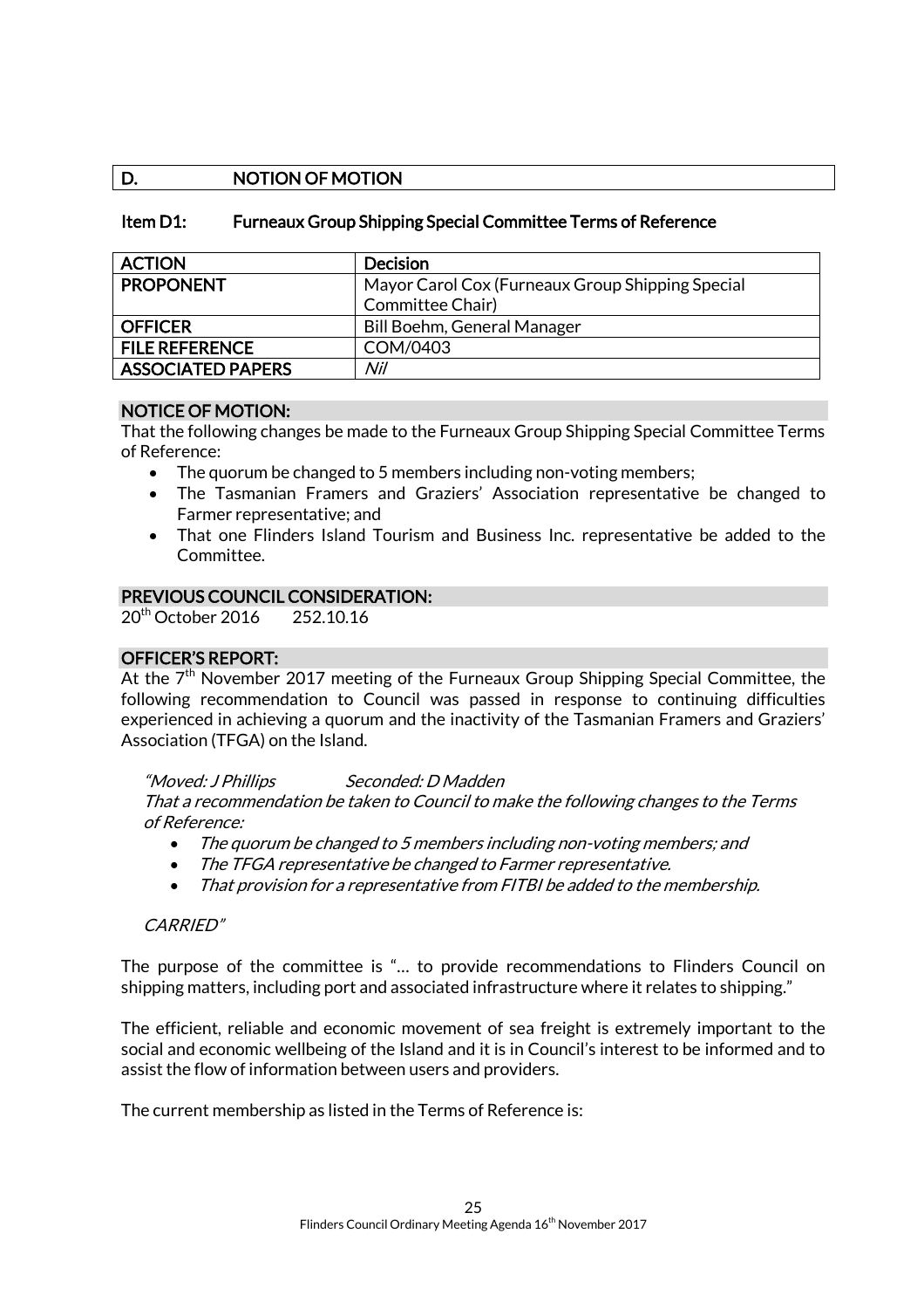## D. NOTION OF MOTION

### Item D1: Furneaux Group Shipping Special Committee Terms of Reference

| ACTION | Decision |
|---|---|
| PROPONENT | Mayor Carol Cox (Furneaux Group Shipping Special Committee Chair) |
| OFFICER | Bill Boehm, General Manager |
| FILE REFERENCE | COM/0403 |
| ASSOCIATED PAPERS | *Nil* |

**NOTICE OF MOTION:**

That the following changes be made to the Furneaux Group Shipping Special Committee Terms of Reference:

- The quorum be changed to 5 members including non-voting members;
- The Tasmanian Framers and Graziers' Association representative be changed to Farmer representative; and
- That one Flinders Island Tourism and Business Inc. representative be added to the Committee.

**PREVIOUS COUNCIL CONSIDERATION:**

20th October 2016 252.10.16

**OFFICER'S REPORT:**

At the 7th November 2017 meeting of the Furneaux Group Shipping Special Committee, the following recommendation to Council was passed in response to continuing difficulties experienced in achieving a quorum and the inactivity of the Tasmanian Framers and Graziers' Association (TFGA) on the Island.

*"Moved: J Phillips Seconded: D Madden*

*That a recommendation be taken to Council to make the following changes to the Terms of Reference:*

- *The quorum be changed to 5 members including non-voting members; and*
- *The TFGA representative be changed to Farmer representative.*
- *That provision for a representative from FITBI be added to the membership.*

*CARRIED"*

The purpose of the committee is "… to provide recommendations to Flinders Council on shipping matters, including port and associated infrastructure where it relates to shipping."

The efficient, reliable and economic movement of sea freight is extremely important to the social and economic wellbeing of the Island and it is in Council's interest to be informed and to assist the flow of information between users and providers.

The current membership as listed in the Terms of Reference is: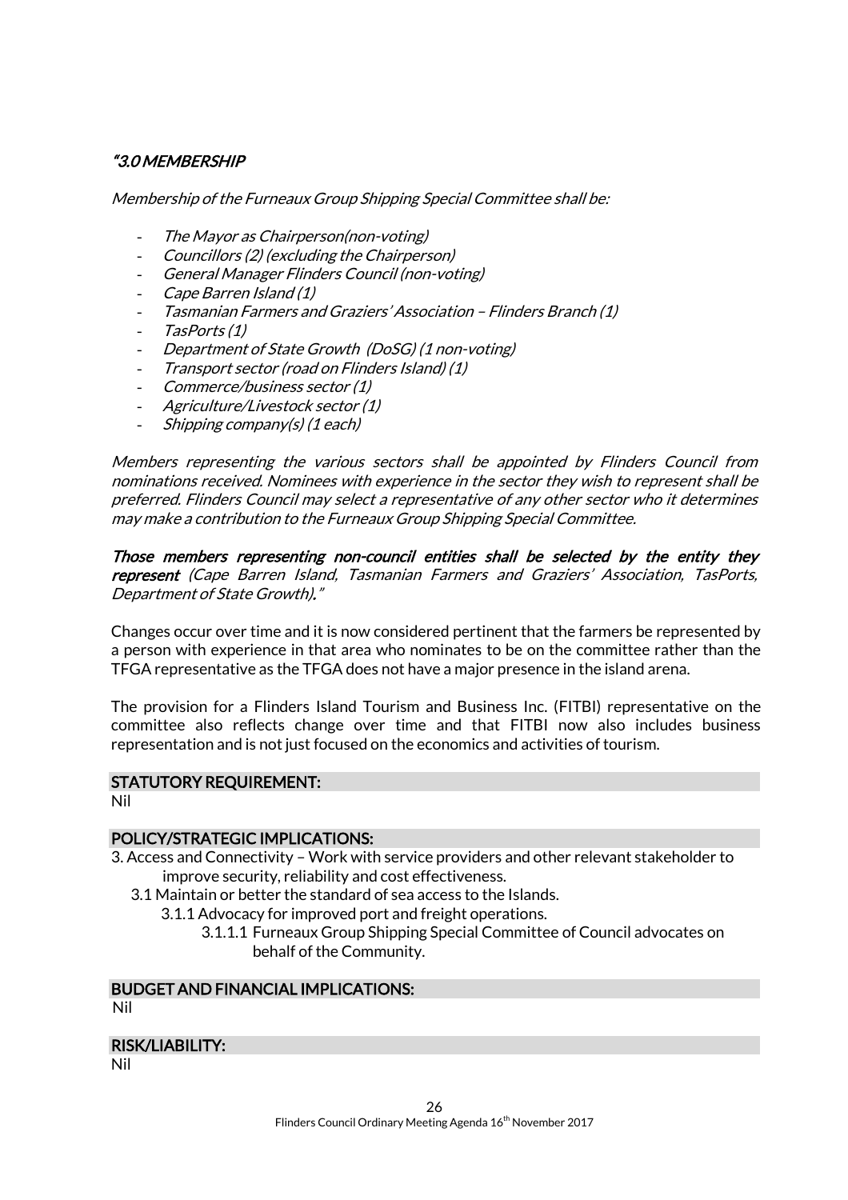*"3.0 MEMBERSHIP*

*Membership of the Furneaux Group Shipping Special Committee shall be:*

- *The Mayor as Chairperson(non-voting)*
- *Councillors (2) (excluding the Chairperson)*
- *General Manager Flinders Council (non-voting)*
- *Cape Barren Island (1)*
- *Tasmanian Farmers and Graziers' Association – Flinders Branch (1)*
- *TasPorts (1)*
- *Department of State Growth (DoSG) (1 non-voting)*
- *Transport sector (road on Flinders Island) (1)*
- *Commerce/business sector (1)*
- *Agriculture/Livestock sector (1)*
- *Shipping company(s) (1 each)*

*Members representing the various sectors shall be appointed by Flinders Council from nominations received. Nominees with experience in the sector they wish to represent shall be preferred. Flinders Council may select a representative of any other sector who it determines may make a contribution to the Furneaux Group Shipping Special Committee.*

***Those members representing non-council entities shall be selected by the entity they represent** (Cape Barren Island, Tasmanian Farmers and Graziers' Association, TasPorts, Department of State Growth)."*

Changes occur over time and it is now considered pertinent that the farmers be represented by a person with experience in that area who nominates to be on the committee rather than the TFGA representative as the TFGA does not have a major presence in the island arena.

The provision for a Flinders Island Tourism and Business Inc. (FITBI) representative on the committee also reflects change over time and that FITBI now also includes business representation and is not just focused on the economics and activities of tourism.

## STATUTORY REQUIREMENT:

Nil

## POLICY/STRATEGIC IMPLICATIONS:

3. Access and Connectivity – Work with service providers and other relevant stakeholder to improve security, reliability and cost effectiveness.
   - 3.1 Maintain or better the standard of sea access to the Islands.
     - 3.1.1 Advocacy for improved port and freight operations.
       - 3.1.1.1 Furneaux Group Shipping Special Committee of Council advocates on behalf of the Community.

## BUDGET AND FINANCIAL IMPLICATIONS:

Nil

## RISK/LIABILITY:

Nil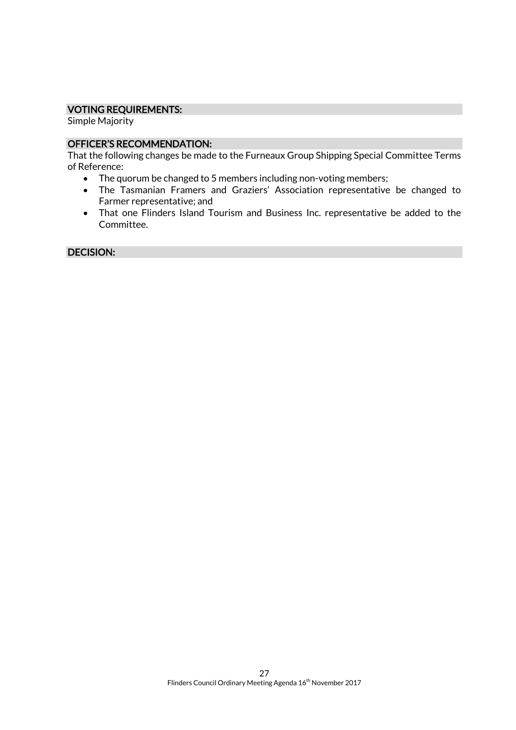### VOTING REQUIREMENTS:

Simple Majority

### OFFICER'S RECOMMENDATION:

That the following changes be made to the Furneaux Group Shipping Special Committee Terms of Reference:

- The quorum be changed to 5 members including non-voting members;
- The Tasmanian Framers and Graziers' Association representative be changed to Farmer representative; and
- That one Flinders Island Tourism and Business Inc. representative be added to the Committee.

### DECISION: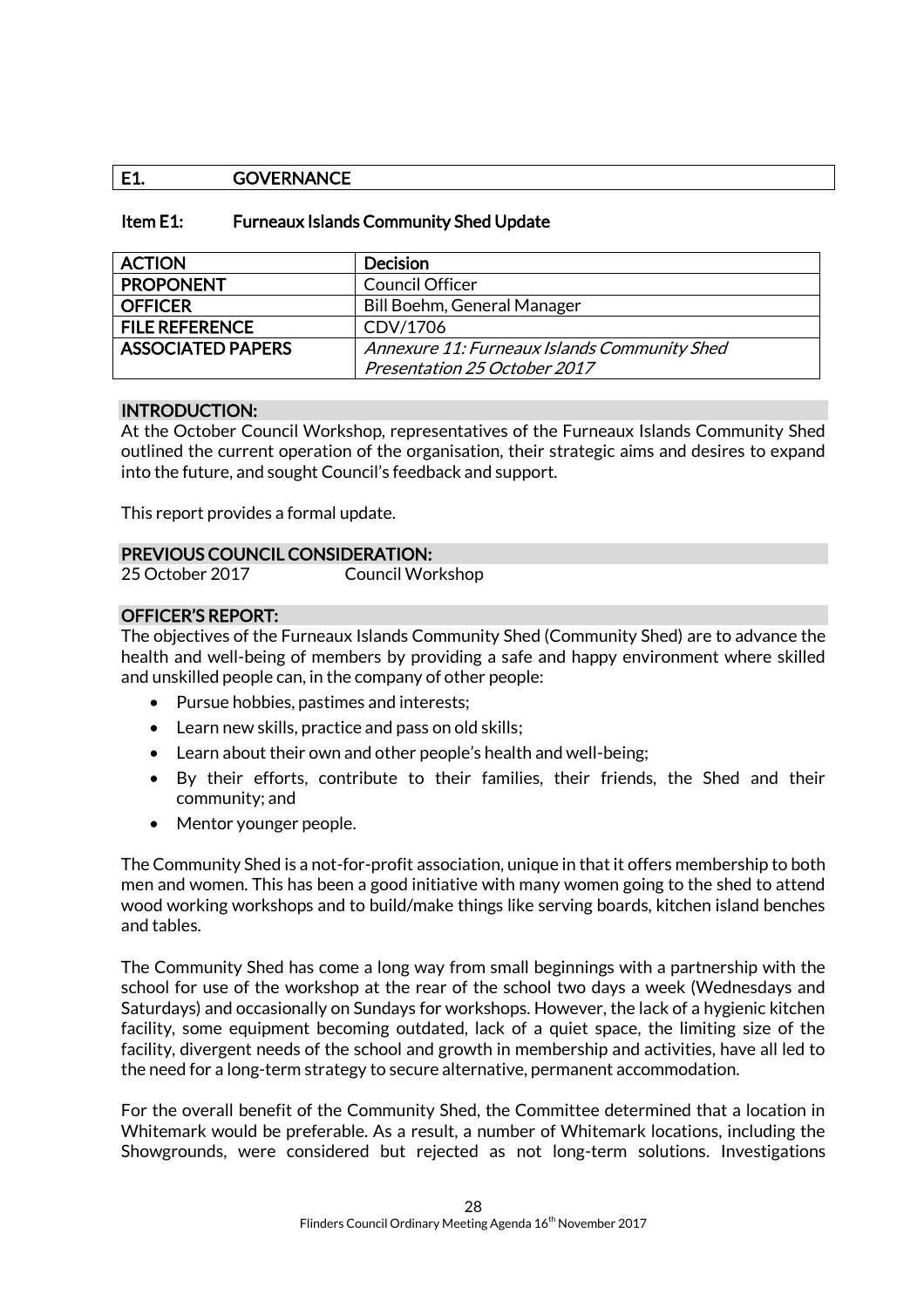## E1. GOVERNANCE

### Item E1: Furneaux Islands Community Shed Update

| ACTION | Decision |
|---|---|
| PROPONENT | Council Officer |
| OFFICER | Bill Boehm, General Manager |
| FILE REFERENCE | CDV/1706 |
| ASSOCIATED PAPERS | *Annexure 11: Furneaux Islands Community Shed Presentation 25 October 2017* |

**INTRODUCTION:**

At the October Council Workshop, representatives of the Furneaux Islands Community Shed outlined the current operation of the organisation, their strategic aims and desires to expand into the future, and sought Council's feedback and support.

This report provides a formal update.

**PREVIOUS COUNCIL CONSIDERATION:**

25 October 2017 Council Workshop

**OFFICER'S REPORT:**

The objectives of the Furneaux Islands Community Shed (Community Shed) are to advance the health and well-being of members by providing a safe and happy environment where skilled and unskilled people can, in the company of other people:

- Pursue hobbies, pastimes and interests;
- Learn new skills, practice and pass on old skills;
- Learn about their own and other people's health and well-being;
- By their efforts, contribute to their families, their friends, the Shed and their community; and
- Mentor younger people.

The Community Shed is a not-for-profit association, unique in that it offers membership to both men and women. This has been a good initiative with many women going to the shed to attend wood working workshops and to build/make things like serving boards, kitchen island benches and tables.

The Community Shed has come a long way from small beginnings with a partnership with the school for use of the workshop at the rear of the school two days a week (Wednesdays and Saturdays) and occasionally on Sundays for workshops. However, the lack of a hygienic kitchen facility, some equipment becoming outdated, lack of a quiet space, the limiting size of the facility, divergent needs of the school and growth in membership and activities, have all led to the need for a long-term strategy to secure alternative, permanent accommodation.

For the overall benefit of the Community Shed, the Committee determined that a location in Whitemark would be preferable. As a result, a number of Whitemark locations, including the Showgrounds, were considered but rejected as not long-term solutions. Investigations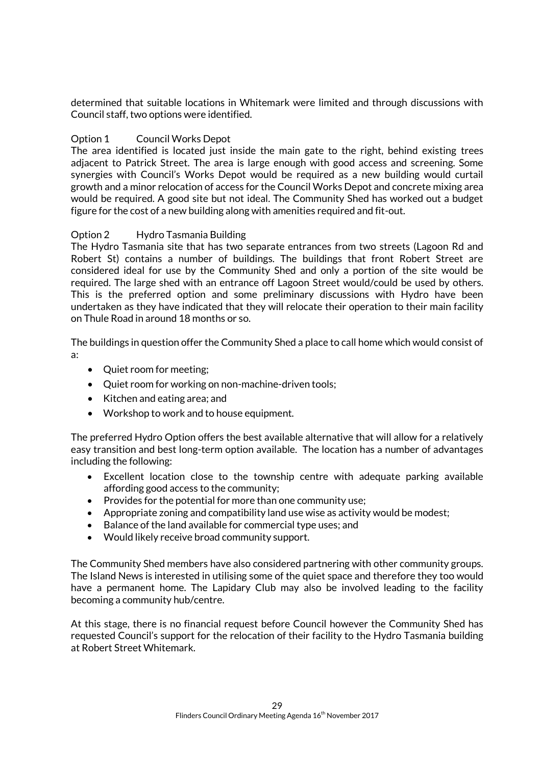determined that suitable locations in Whitemark were limited and through discussions with Council staff, two options were identified.

Option 1 Council Works Depot

The area identified is located just inside the main gate to the right, behind existing trees adjacent to Patrick Street. The area is large enough with good access and screening. Some synergies with Council's Works Depot would be required as a new building would curtail growth and a minor relocation of access for the Council Works Depot and concrete mixing area would be required. A good site but not ideal. The Community Shed has worked out a budget figure for the cost of a new building along with amenities required and fit-out.

Option 2 Hydro Tasmania Building

The Hydro Tasmania site that has two separate entrances from two streets (Lagoon Rd and Robert St) contains a number of buildings. The buildings that front Robert Street are considered ideal for use by the Community Shed and only a portion of the site would be required. The large shed with an entrance off Lagoon Street would/could be used by others. This is the preferred option and some preliminary discussions with Hydro have been undertaken as they have indicated that they will relocate their operation to their main facility on Thule Road in around 18 months or so.

The buildings in question offer the Community Shed a place to call home which would consist of a:

- Quiet room for meeting;
- Quiet room for working on non-machine-driven tools;
- Kitchen and eating area; and
- Workshop to work and to house equipment.

The preferred Hydro Option offers the best available alternative that will allow for a relatively easy transition and best long-term option available. The location has a number of advantages including the following:

- Excellent location close to the township centre with adequate parking available affording good access to the community;
- Provides for the potential for more than one community use;
- Appropriate zoning and compatibility land use wise as activity would be modest;
- Balance of the land available for commercial type uses; and
- Would likely receive broad community support.

The Community Shed members have also considered partnering with other community groups. The Island News is interested in utilising some of the quiet space and therefore they too would have a permanent home. The Lapidary Club may also be involved leading to the facility becoming a community hub/centre.

At this stage, there is no financial request before Council however the Community Shed has requested Council's support for the relocation of their facility to the Hydro Tasmania building at Robert Street Whitemark.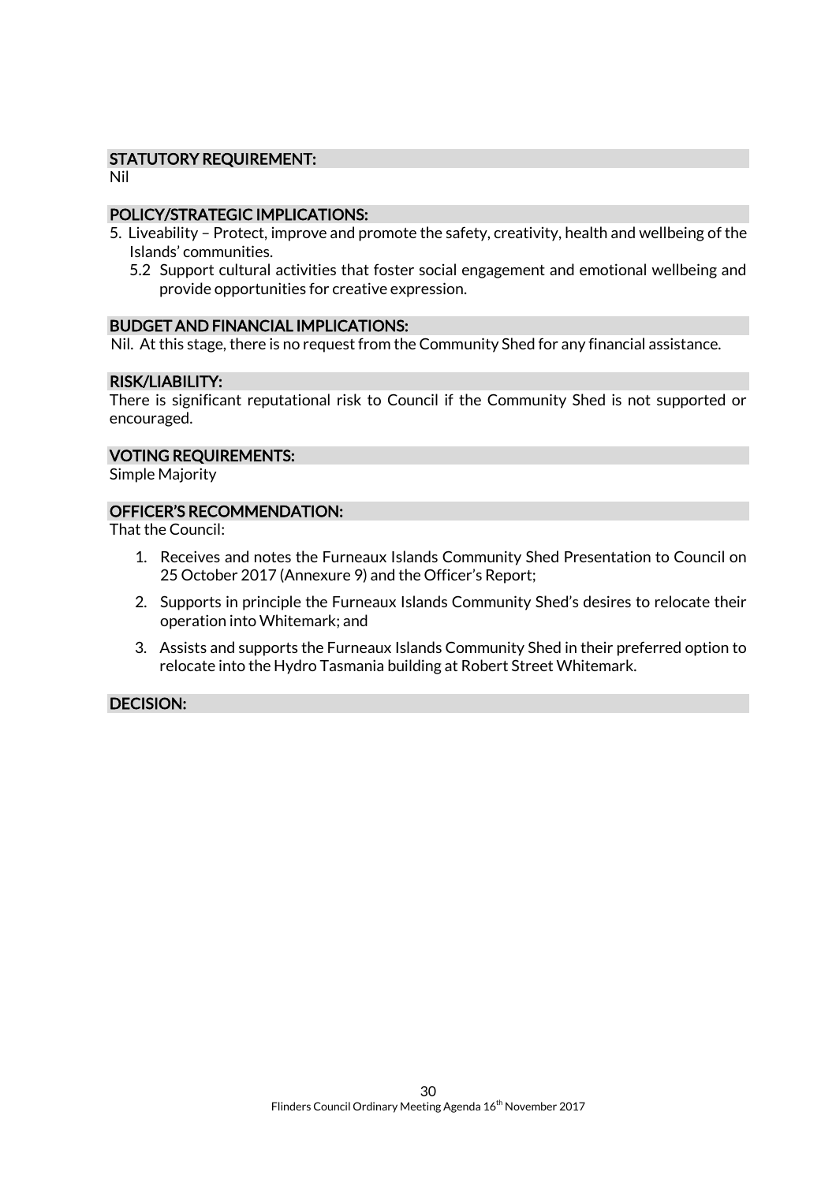## STATUTORY REQUIREMENT:

Nil

## POLICY/STRATEGIC IMPLICATIONS:

5. Liveability – Protect, improve and promote the safety, creativity, health and wellbeing of the Islands' communities.
   5.2 Support cultural activities that foster social engagement and emotional wellbeing and provide opportunities for creative expression.

## BUDGET AND FINANCIAL IMPLICATIONS:

Nil. At this stage, there is no request from the Community Shed for any financial assistance.

## RISK/LIABILITY:

There is significant reputational risk to Council if the Community Shed is not supported or encouraged.

## VOTING REQUIREMENTS:

Simple Majority

## OFFICER'S RECOMMENDATION:

That the Council:

1. Receives and notes the Furneaux Islands Community Shed Presentation to Council on 25 October 2017 (Annexure 9) and the Officer's Report;
2. Supports in principle the Furneaux Islands Community Shed's desires to relocate their operation into Whitemark; and
3. Assists and supports the Furneaux Islands Community Shed in their preferred option to relocate into the Hydro Tasmania building at Robert Street Whitemark.

## DECISION: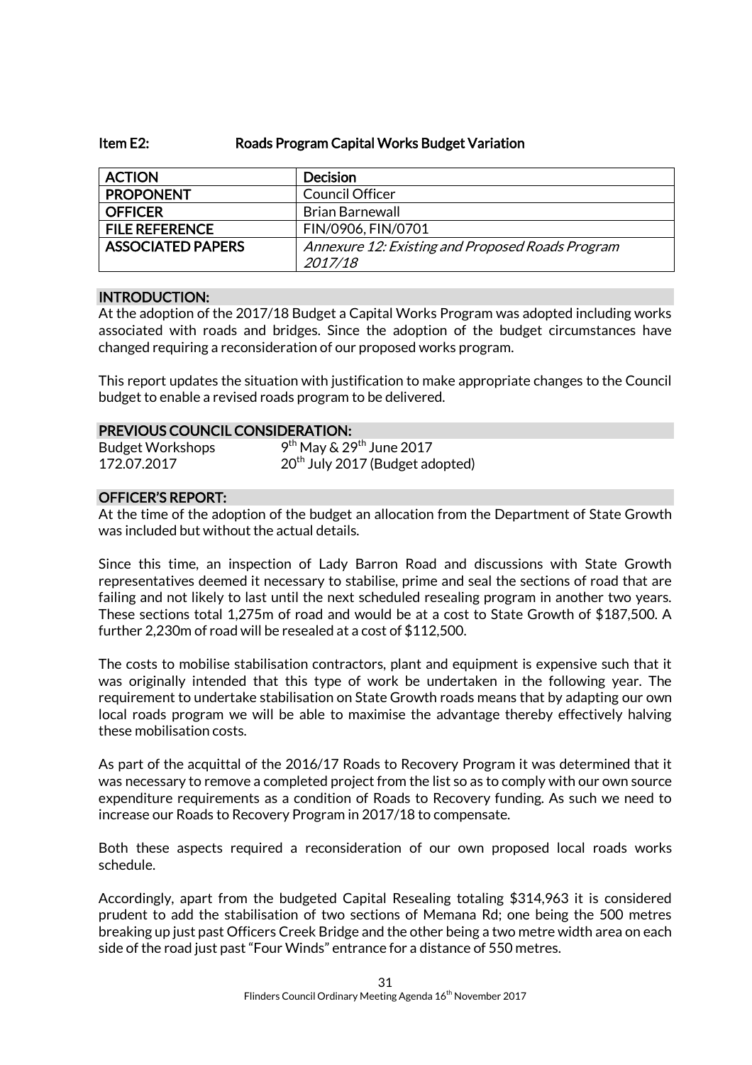## Item E2: Roads Program Capital Works Budget Variation

| ACTION | Decision |
|---|---|
| PROPONENT | Council Officer |
| OFFICER | Brian Barnewall |
| FILE REFERENCE | FIN/0906, FIN/0701 |
| ASSOCIATED PAPERS | *Annexure 12: Existing and Proposed Roads Program 2017/18* |

### INTRODUCTION:

At the adoption of the 2017/18 Budget a Capital Works Program was adopted including works associated with roads and bridges. Since the adoption of the budget circumstances have changed requiring a reconsideration of our proposed works program.

This report updates the situation with justification to make appropriate changes to the Council budget to enable a revised roads program to be delivered.

### PREVIOUS COUNCIL CONSIDERATION:

Budget Workshops — 9th May & 29th June 2017
172.07.2017 — 20th July 2017 (Budget adopted)

### OFFICER'S REPORT:

At the time of the adoption of the budget an allocation from the Department of State Growth was included but without the actual details.

Since this time, an inspection of Lady Barron Road and discussions with State Growth representatives deemed it necessary to stabilise, prime and seal the sections of road that are failing and not likely to last until the next scheduled resealing program in another two years. These sections total 1,275m of road and would be at a cost to State Growth of $187,500. A further 2,230m of road will be resealed at a cost of $112,500.

The costs to mobilise stabilisation contractors, plant and equipment is expensive such that it was originally intended that this type of work be undertaken in the following year. The requirement to undertake stabilisation on State Growth roads means that by adapting our own local roads program we will be able to maximise the advantage thereby effectively halving these mobilisation costs.

As part of the acquittal of the 2016/17 Roads to Recovery Program it was determined that it was necessary to remove a completed project from the list so as to comply with our own source expenditure requirements as a condition of Roads to Recovery funding. As such we need to increase our Roads to Recovery Program in 2017/18 to compensate.

Both these aspects required a reconsideration of our own proposed local roads works schedule.

Accordingly, apart from the budgeted Capital Resealing totaling $314,963 it is considered prudent to add the stabilisation of two sections of Memana Rd; one being the 500 metres breaking up just past Officers Creek Bridge and the other being a two metre width area on each side of the road just past "Four Winds" entrance for a distance of 550 metres.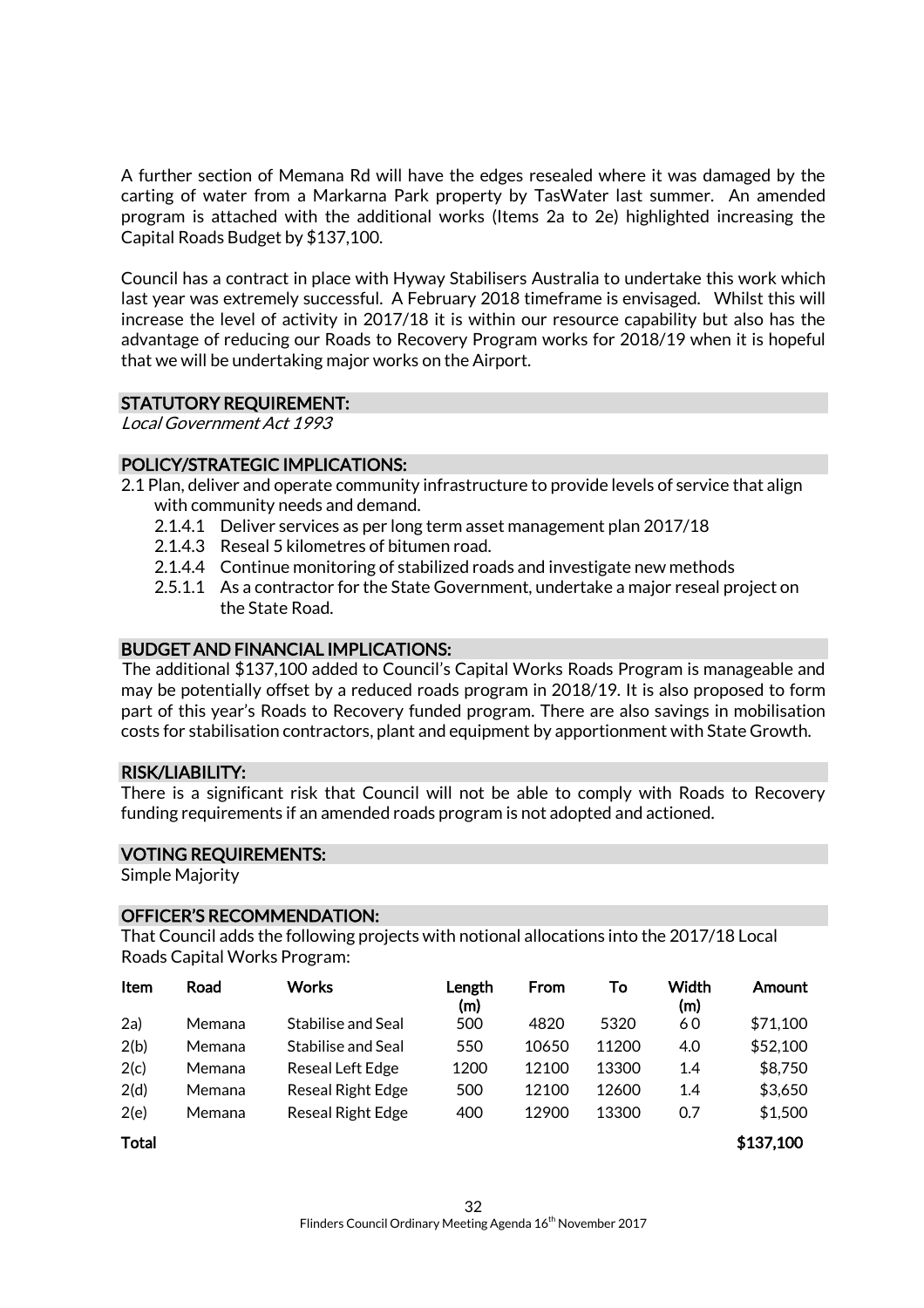A further section of Memana Rd will have the edges resealed where it was damaged by the carting of water from a Markarna Park property by TasWater last summer. An amended program is attached with the additional works (Items 2a to 2e) highlighted increasing the Capital Roads Budget by $137,100.

Council has a contract in place with Hyway Stabilisers Australia to undertake this work which last year was extremely successful. A February 2018 timeframe is envisaged. Whilst this will increase the level of activity in 2017/18 it is within our resource capability but also has the advantage of reducing our Roads to Recovery Program works for 2018/19 when it is hopeful that we will be undertaking major works on the Airport.

## STATUTORY REQUIREMENT:

*Local Government Act 1993*

## POLICY/STRATEGIC IMPLICATIONS:

2.1 Plan, deliver and operate community infrastructure to provide levels of service that align with community needs and demand.

- 2.1.4.1 Deliver services as per long term asset management plan 2017/18
- 2.1.4.3 Reseal 5 kilometres of bitumen road.
- 2.1.4.4 Continue monitoring of stabilized roads and investigate new methods
- 2.5.1.1 As a contractor for the State Government, undertake a major reseal project on the State Road.

## BUDGET AND FINANCIAL IMPLICATIONS:

The additional $137,100 added to Council's Capital Works Roads Program is manageable and may be potentially offset by a reduced roads program in 2018/19. It is also proposed to form part of this year's Roads to Recovery funded program. There are also savings in mobilisation costs for stabilisation contractors, plant and equipment by apportionment with State Growth.

## RISK/LIABILITY:

There is a significant risk that Council will not be able to comply with Roads to Recovery funding requirements if an amended roads program is not adopted and actioned.

## VOTING REQUIREMENTS:

Simple Majority

## OFFICER'S RECOMMENDATION:

That Council adds the following projects with notional allocations into the 2017/18 Local Roads Capital Works Program:

| Item | Road | Works | Length (m) | From | To | Width (m) | Amount |
|---|---|---|---|---|---|---|---|
| 2a) | Memana | Stabilise and Seal | 500 | 4820 | 5320 | 6 0 | $71,100 |
| 2(b) | Memana | Stabilise and Seal | 550 | 10650 | 11200 | 4.0 | $52,100 |
| 2(c) | Memana | Reseal Left Edge | 1200 | 12100 | 13300 | 1.4 | $8,750 |
| 2(d) | Memana | Reseal Right Edge | 500 | 12100 | 12600 | 1.4 | $3,650 |
| 2(e) | Memana | Reseal Right Edge | 400 | 12900 | 13300 | 0.7 | $1,500 |
| **Total** | | | | | | | **$137,100** |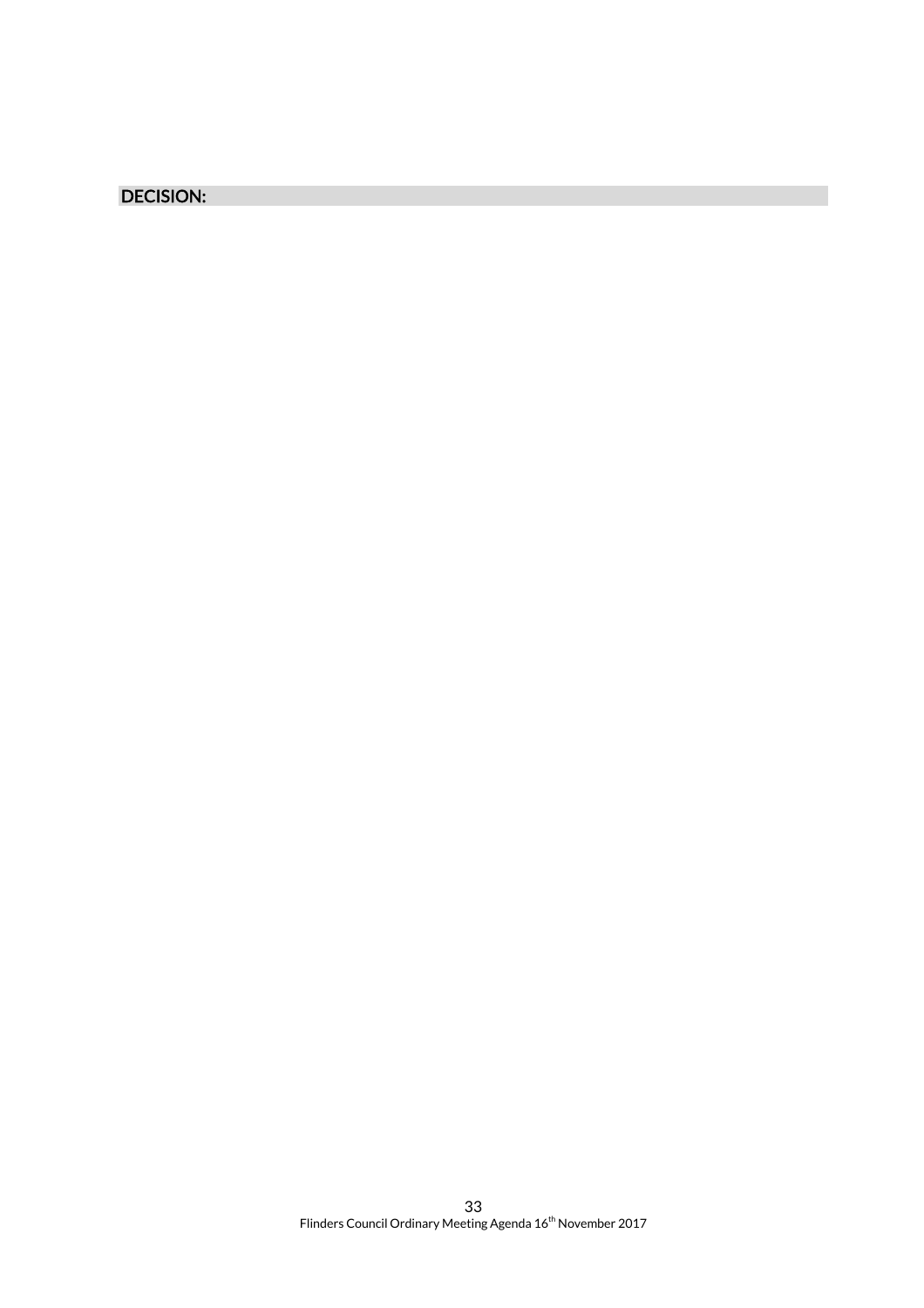**DECISION:**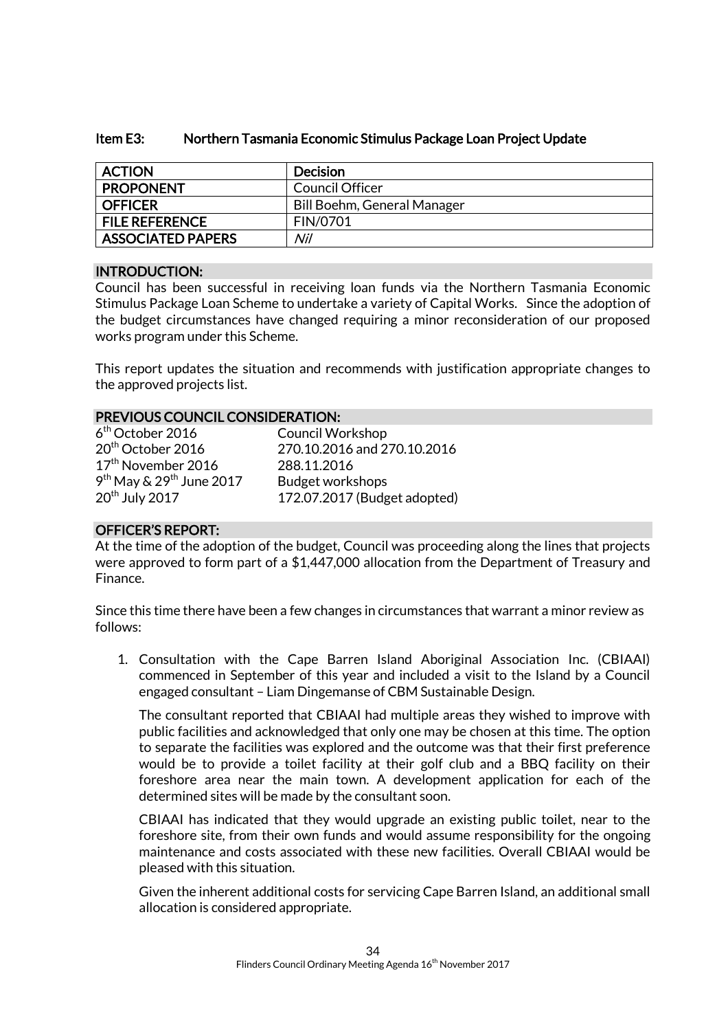## Item E3: Northern Tasmania Economic Stimulus Package Loan Project Update

| ACTION | Decision |
|---|---|
| PROPONENT | Council Officer |
| OFFICER | Bill Boehm, General Manager |
| FILE REFERENCE | FIN/0701 |
| ASSOCIATED PAPERS | *Nil* |

### INTRODUCTION:

Council has been successful in receiving loan funds via the Northern Tasmania Economic Stimulus Package Loan Scheme to undertake a variety of Capital Works. Since the adoption of the budget circumstances have changed requiring a minor reconsideration of our proposed works program under this Scheme.

This report updates the situation and recommends with justification appropriate changes to the approved projects list.

### PREVIOUS COUNCIL CONSIDERATION:

| | |
|---|---|
| 6th October 2016 | Council Workshop |
| 20th October 2016 | 270.10.2016 and 270.10.2016 |
| 17th November 2016 | 288.11.2016 |
| 9th May & 29th June 2017 | Budget workshops |
| 20th July 2017 | 172.07.2017 (Budget adopted) |

### OFFICER'S REPORT:

At the time of the adoption of the budget, Council was proceeding along the lines that projects were approved to form part of a $1,447,000 allocation from the Department of Treasury and Finance.

Since this time there have been a few changes in circumstances that warrant a minor review as follows:

1. Consultation with the Cape Barren Island Aboriginal Association Inc. (CBIAAI) commenced in September of this year and included a visit to the Island by a Council engaged consultant – Liam Dingemanse of CBM Sustainable Design.

   The consultant reported that CBIAAI had multiple areas they wished to improve with public facilities and acknowledged that only one may be chosen at this time. The option to separate the facilities was explored and the outcome was that their first preference would be to provide a toilet facility at their golf club and a BBQ facility on their foreshore area near the main town. A development application for each of the determined sites will be made by the consultant soon.

   CBIAAI has indicated that they would upgrade an existing public toilet, near to the foreshore site, from their own funds and would assume responsibility for the ongoing maintenance and costs associated with these new facilities. Overall CBIAAI would be pleased with this situation.

   Given the inherent additional costs for servicing Cape Barren Island, an additional small allocation is considered appropriate.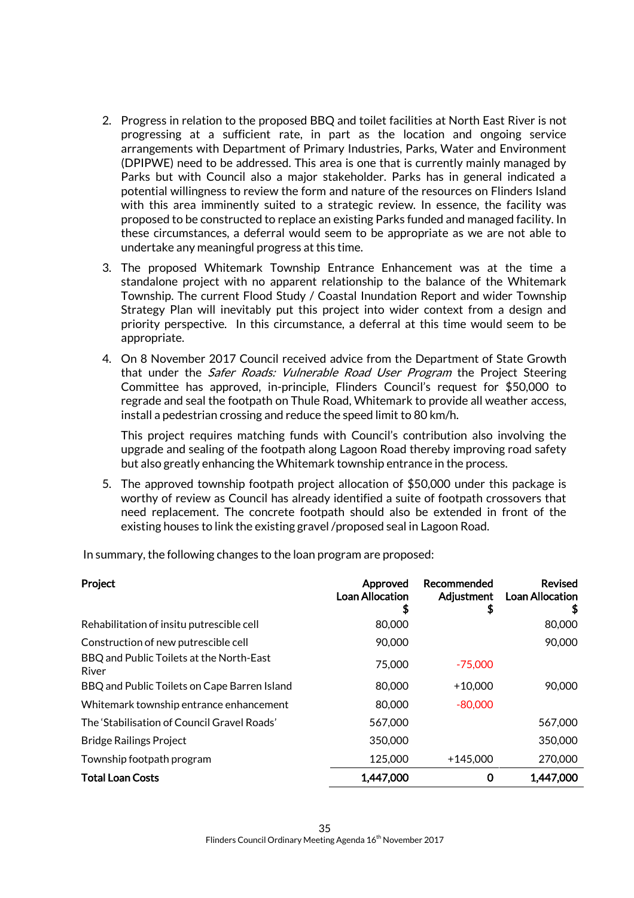2. Progress in relation to the proposed BBQ and toilet facilities at North East River is not progressing at a sufficient rate, in part as the location and ongoing service arrangements with Department of Primary Industries, Parks, Water and Environment (DPIPWE) need to be addressed. This area is one that is currently mainly managed by Parks but with Council also a major stakeholder. Parks has in general indicated a potential willingness to review the form and nature of the resources on Flinders Island with this area imminently suited to a strategic review. In essence, the facility was proposed to be constructed to replace an existing Parks funded and managed facility. In these circumstances, a deferral would seem to be appropriate as we are not able to undertake any meaningful progress at this time.

3. The proposed Whitemark Township Entrance Enhancement was at the time a standalone project with no apparent relationship to the balance of the Whitemark Township. The current Flood Study / Coastal Inundation Report and wider Township Strategy Plan will inevitably put this project into wider context from a design and priority perspective. In this circumstance, a deferral at this time would seem to be appropriate.

4. On 8 November 2017 Council received advice from the Department of State Growth that under the *Safer Roads: Vulnerable Road User Program* the Project Steering Committee has approved, in-principle, Flinders Council's request for $50,000 to regrade and seal the footpath on Thule Road, Whitemark to provide all weather access, install a pedestrian crossing and reduce the speed limit to 80 km/h.

   This project requires matching funds with Council's contribution also involving the upgrade and sealing of the footpath along Lagoon Road thereby improving road safety but also greatly enhancing the Whitemark township entrance in the process.

5. The approved township footpath project allocation of $50,000 under this package is worthy of review as Council has already identified a suite of footpath crossovers that need replacement. The concrete footpath should also be extended in front of the existing houses to link the existing gravel /proposed seal in Lagoon Road.

In summary, the following changes to the loan program are proposed:

| **Project** | **Approved Loan Allocation $** | **Recommended Adjustment $** | **Revised Loan Allocation $** |
|---|---:|---:|---:|
| Rehabilitation of insitu putrescible cell | 80,000 | | 80,000 |
| Construction of new putrescible cell | 90,000 | | 90,000 |
| BBQ and Public Toilets at the North-East River | 75,000 | -75,000 | |
| BBQ and Public Toilets on Cape Barren Island | 80,000 | +10,000 | 90,000 |
| Whitemark township entrance enhancement | 80,000 | -80,000 | |
| The 'Stabilisation of Council Gravel Roads' | 567,000 | | 567,000 |
| Bridge Railings Project | 350,000 | | 350,000 |
| Township footpath program | 125,000 | +145,000 | 270,000 |
| **Total Loan Costs** | **1,447,000** | **0** | **1,447,000** |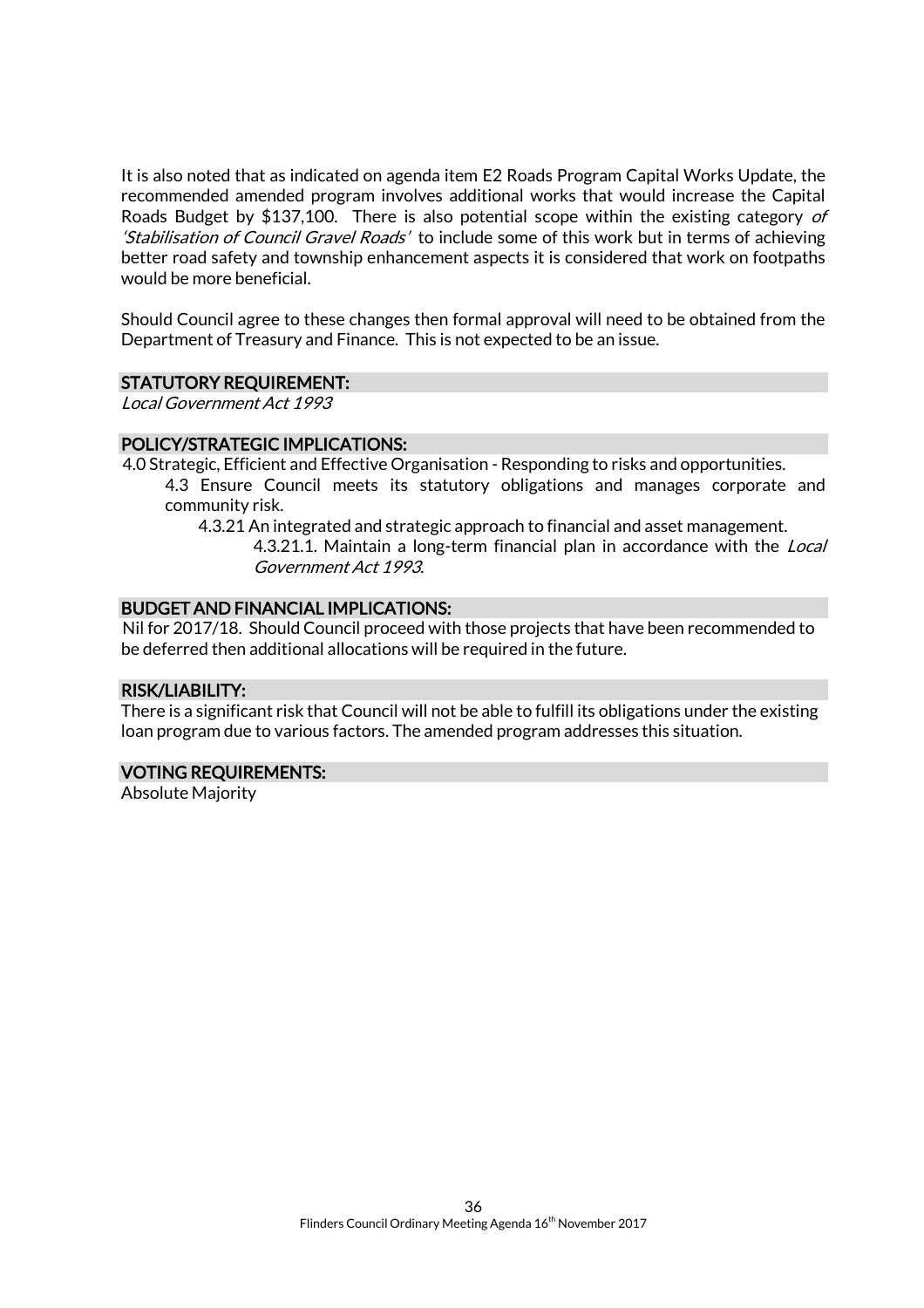It is also noted that as indicated on agenda item E2 Roads Program Capital Works Update, the recommended amended program involves additional works that would increase the Capital Roads Budget by $137,100. There is also potential scope within the existing category *of 'Stabilisation of Council Gravel Roads'* to include some of this work but in terms of achieving better road safety and township enhancement aspects it is considered that work on footpaths would be more beneficial.

Should Council agree to these changes then formal approval will need to be obtained from the Department of Treasury and Finance. This is not expected to be an issue.

## STATUTORY REQUIREMENT:

*Local Government Act 1993*

## POLICY/STRATEGIC IMPLICATIONS:

4.0 Strategic, Efficient and Effective Organisation - Responding to risks and opportunities.

- 4.3 Ensure Council meets its statutory obligations and manages corporate and community risk.
  - 4.3.21 An integrated and strategic approach to financial and asset management.
    - 4.3.21.1. Maintain a long-term financial plan in accordance with the *Local Government Act 1993*.

## BUDGET AND FINANCIAL IMPLICATIONS:

Nil for 2017/18. Should Council proceed with those projects that have been recommended to be deferred then additional allocations will be required in the future.

## RISK/LIABILITY:

There is a significant risk that Council will not be able to fulfill its obligations under the existing loan program due to various factors. The amended program addresses this situation.

## VOTING REQUIREMENTS:

Absolute Majority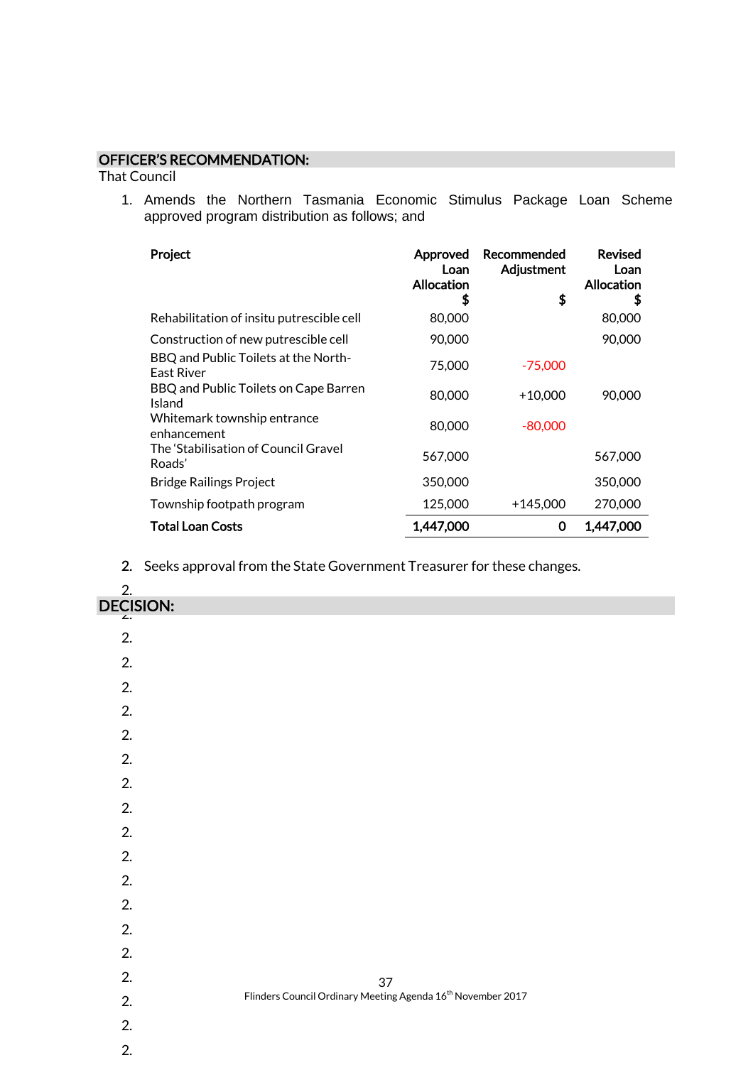## OFFICER'S RECOMMENDATION:

That Council

1. Amends the Northern Tasmania Economic Stimulus Package Loan Scheme approved program distribution as follows; and

| Project | Approved Loan Allocation $ | Recommended Adjustment $ | Revised Loan Allocation $ |
|---|---|---|---|
| Rehabilitation of insitu putrescible cell | 80,000 | | 80,000 |
| Construction of new putrescible cell | 90,000 | | 90,000 |
| BBQ and Public Toilets at the North-East River | 75,000 | -75,000 | |
| BBQ and Public Toilets on Cape Barren Island | 80,000 | +10,000 | 90,000 |
| Whitemark township entrance enhancement | 80,000 | -80,000 | |
| The 'Stabilisation of Council Gravel Roads' | 567,000 | | 567,000 |
| Bridge Railings Project | 350,000 | | 350,000 |
| Township footpath program | 125,000 | +145,000 | 270,000 |
| **Total Loan Costs** | **1,447,000** | **0** | **1,447,000** |

2. Seeks approval from the State Government Treasurer for these changes.

## DECISION: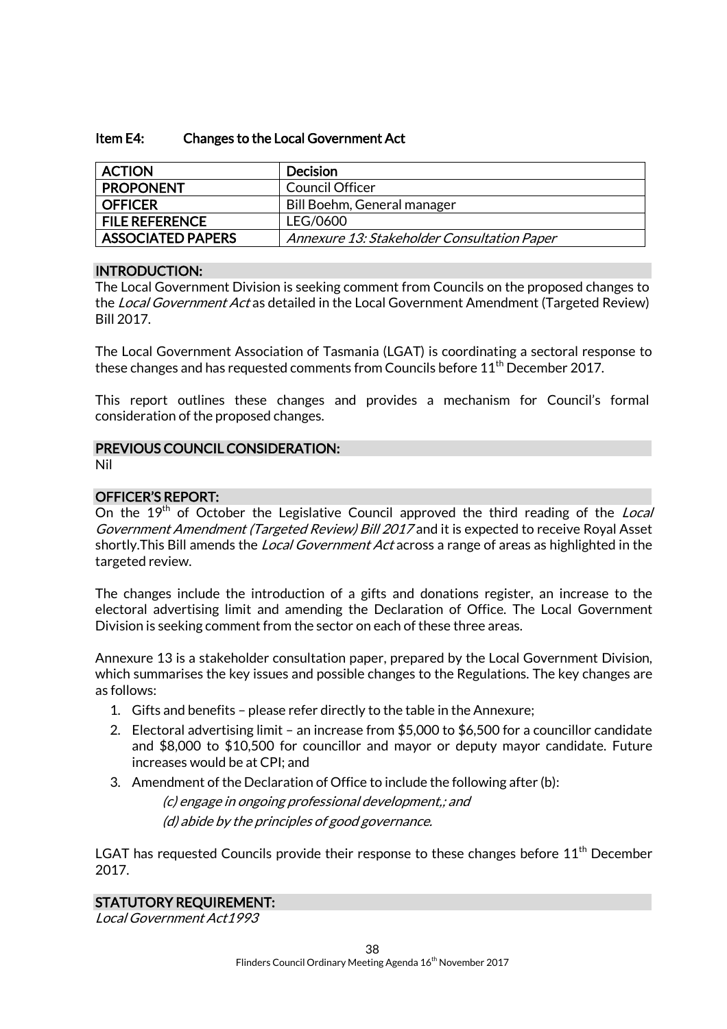### Item E4: Changes to the Local Government Act

| ACTION | Decision |
|---|---|
| PROPONENT | Council Officer |
| OFFICER | Bill Boehm, General manager |
| FILE REFERENCE | LEG/0600 |
| ASSOCIATED PAPERS | *Annexure 13: Stakeholder Consultation Paper* |

#### INTRODUCTION:

The Local Government Division is seeking comment from Councils on the proposed changes to the *Local Government Act* as detailed in the Local Government Amendment (Targeted Review) Bill 2017.

The Local Government Association of Tasmania (LGAT) is coordinating a sectoral response to these changes and has requested comments from Councils before 11th December 2017.

This report outlines these changes and provides a mechanism for Council's formal consideration of the proposed changes.

#### PREVIOUS COUNCIL CONSIDERATION:

Nil

#### OFFICER'S REPORT:

On the 19th of October the Legislative Council approved the third reading of the *Local Government Amendment (Targeted Review) Bill 2017* and it is expected to receive Royal Asset shortly.This Bill amends the *Local Government Act* across a range of areas as highlighted in the targeted review.

The changes include the introduction of a gifts and donations register, an increase to the electoral advertising limit and amending the Declaration of Office. The Local Government Division is seeking comment from the sector on each of these three areas.

Annexure 13 is a stakeholder consultation paper, prepared by the Local Government Division, which summarises the key issues and possible changes to the Regulations. The key changes are as follows:

1. Gifts and benefits – please refer directly to the table in the Annexure;
2. Electoral advertising limit – an increase from $5,000 to $6,500 for a councillor candidate and $8,000 to $10,500 for councillor and mayor or deputy mayor candidate. Future increases would be at CPI; and
3. Amendment of the Declaration of Office to include the following after (b):

    *(c) engage in ongoing professional development,; and*

    *(d) abide by the principles of good governance.*

LGAT has requested Councils provide their response to these changes before 11th December 2017.

#### STATUTORY REQUIREMENT:

*Local Government Act1993*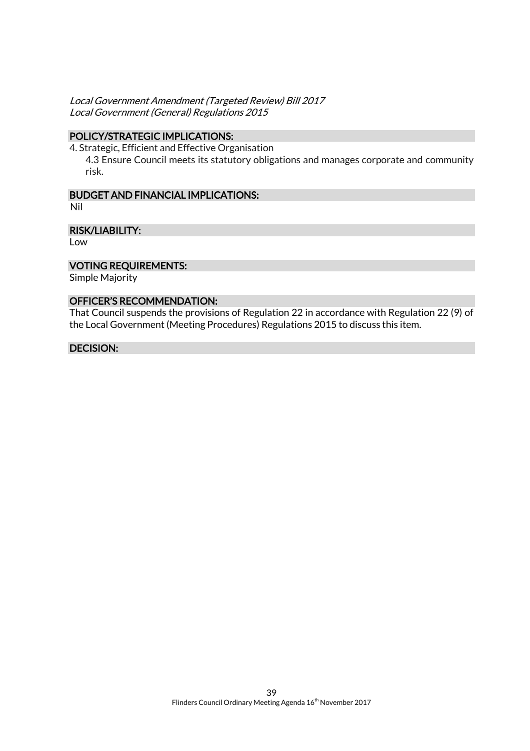*Local Government Amendment (Targeted Review) Bill 2017*
*Local Government (General) Regulations 2015*

## POLICY/STRATEGIC IMPLICATIONS:

4. Strategic, Efficient and Effective Organisation
   4.3 Ensure Council meets its statutory obligations and manages corporate and community risk.

## BUDGET AND FINANCIAL IMPLICATIONS:

Nil

## RISK/LIABILITY:

Low

## VOTING REQUIREMENTS:

Simple Majority

## OFFICER'S RECOMMENDATION:

That Council suspends the provisions of Regulation 22 in accordance with Regulation 22 (9) of the Local Government (Meeting Procedures) Regulations 2015 to discuss this item.

## DECISION: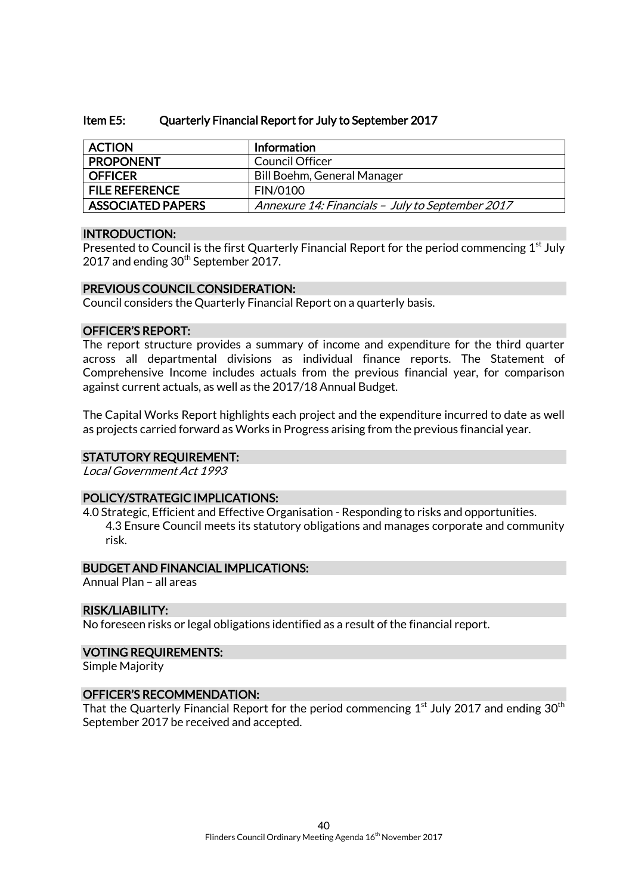## Item E5: Quarterly Financial Report for July to September 2017

| ACTION | Information |
|---|---|
| PROPONENT | Council Officer |
| OFFICER | Bill Boehm, General Manager |
| FILE REFERENCE | FIN/0100 |
| ASSOCIATED PAPERS | *Annexure 14: Financials – July to September 2017* |

### INTRODUCTION:

Presented to Council is the first Quarterly Financial Report for the period commencing 1st July 2017 and ending 30th September 2017.

### PREVIOUS COUNCIL CONSIDERATION:

Council considers the Quarterly Financial Report on a quarterly basis.

### OFFICER'S REPORT:

The report structure provides a summary of income and expenditure for the third quarter across all departmental divisions as individual finance reports. The Statement of Comprehensive Income includes actuals from the previous financial year, for comparison against current actuals, as well as the 2017/18 Annual Budget.

The Capital Works Report highlights each project and the expenditure incurred to date as well as projects carried forward as Works in Progress arising from the previous financial year.

### STATUTORY REQUIREMENT:

*Local Government Act 1993*

### POLICY/STRATEGIC IMPLICATIONS:

4.0 Strategic, Efficient and Effective Organisation - Responding to risks and opportunities.

- 4.3 Ensure Council meets its statutory obligations and manages corporate and community risk.

### BUDGET AND FINANCIAL IMPLICATIONS:

Annual Plan – all areas

### RISK/LIABILITY:

No foreseen risks or legal obligations identified as a result of the financial report.

### VOTING REQUIREMENTS:

Simple Majority

### OFFICER'S RECOMMENDATION:

That the Quarterly Financial Report for the period commencing 1st July 2017 and ending 30th September 2017 be received and accepted.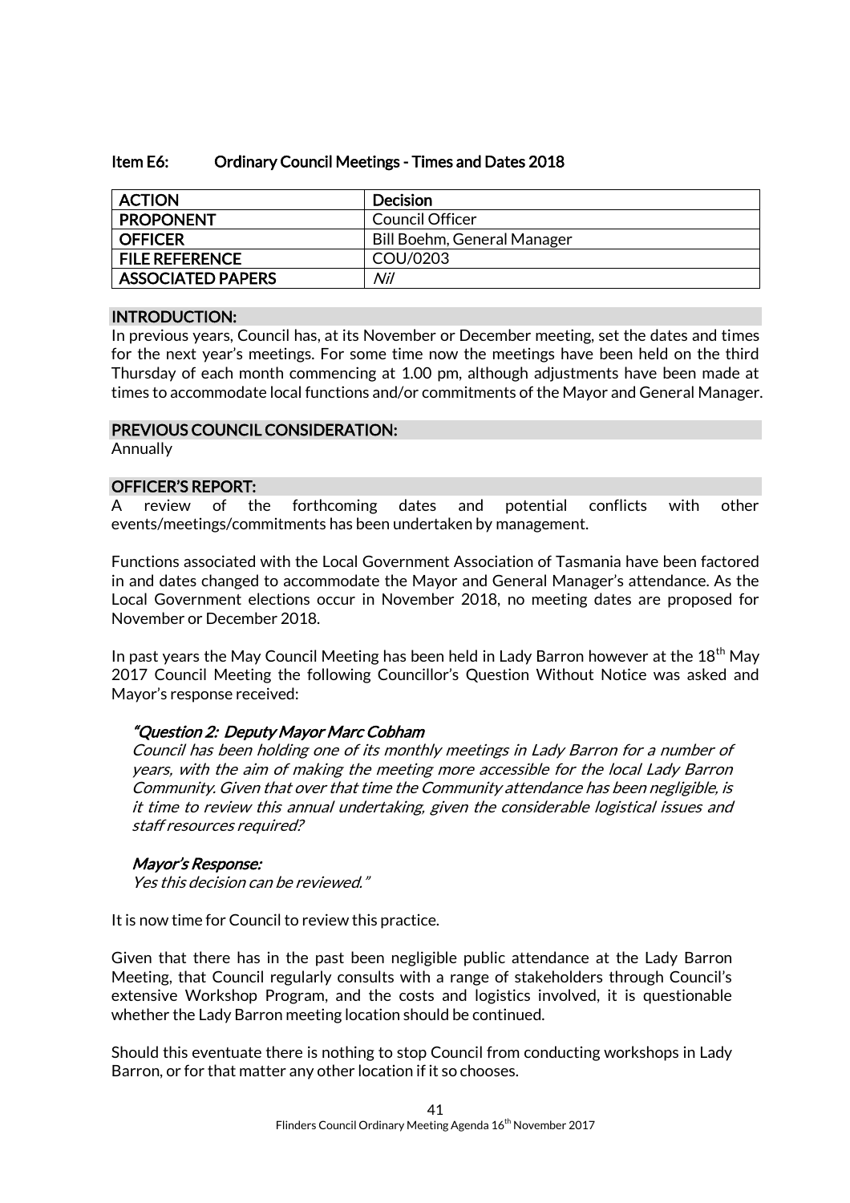## Item E6: Ordinary Council Meetings - Times and Dates 2018

| ACTION | Decision |
|---|---|
| PROPONENT | Council Officer |
| OFFICER | Bill Boehm, General Manager |
| FILE REFERENCE | COU/0203 |
| ASSOCIATED PAPERS | *Nil* |

### INTRODUCTION:

In previous years, Council has, at its November or December meeting, set the dates and times for the next year's meetings. For some time now the meetings have been held on the third Thursday of each month commencing at 1.00 pm, although adjustments have been made at times to accommodate local functions and/or commitments of the Mayor and General Manager.

### PREVIOUS COUNCIL CONSIDERATION:

Annually

### OFFICER'S REPORT:

A review of the forthcoming dates and potential conflicts with other events/meetings/commitments has been undertaken by management.

Functions associated with the Local Government Association of Tasmania have been factored in and dates changed to accommodate the Mayor and General Manager's attendance. As the Local Government elections occur in November 2018, no meeting dates are proposed for November or December 2018.

In past years the May Council Meeting has been held in Lady Barron however at the 18th May 2017 Council Meeting the following Councillor's Question Without Notice was asked and Mayor's response received:

> ***"Question 2: Deputy Mayor Marc Cobham***
> *Council has been holding one of its monthly meetings in Lady Barron for a number of years, with the aim of making the meeting more accessible for the local Lady Barron Community. Given that over that time the Community attendance has been negligible, is it time to review this annual undertaking, given the considerable logistical issues and staff resources required?*
>
> ***Mayor's Response:***
> *Yes this decision can be reviewed."*

It is now time for Council to review this practice.

Given that there has in the past been negligible public attendance at the Lady Barron Meeting, that Council regularly consults with a range of stakeholders through Council's extensive Workshop Program, and the costs and logistics involved, it is questionable whether the Lady Barron meeting location should be continued.

Should this eventuate there is nothing to stop Council from conducting workshops in Lady Barron, or for that matter any other location if it so chooses.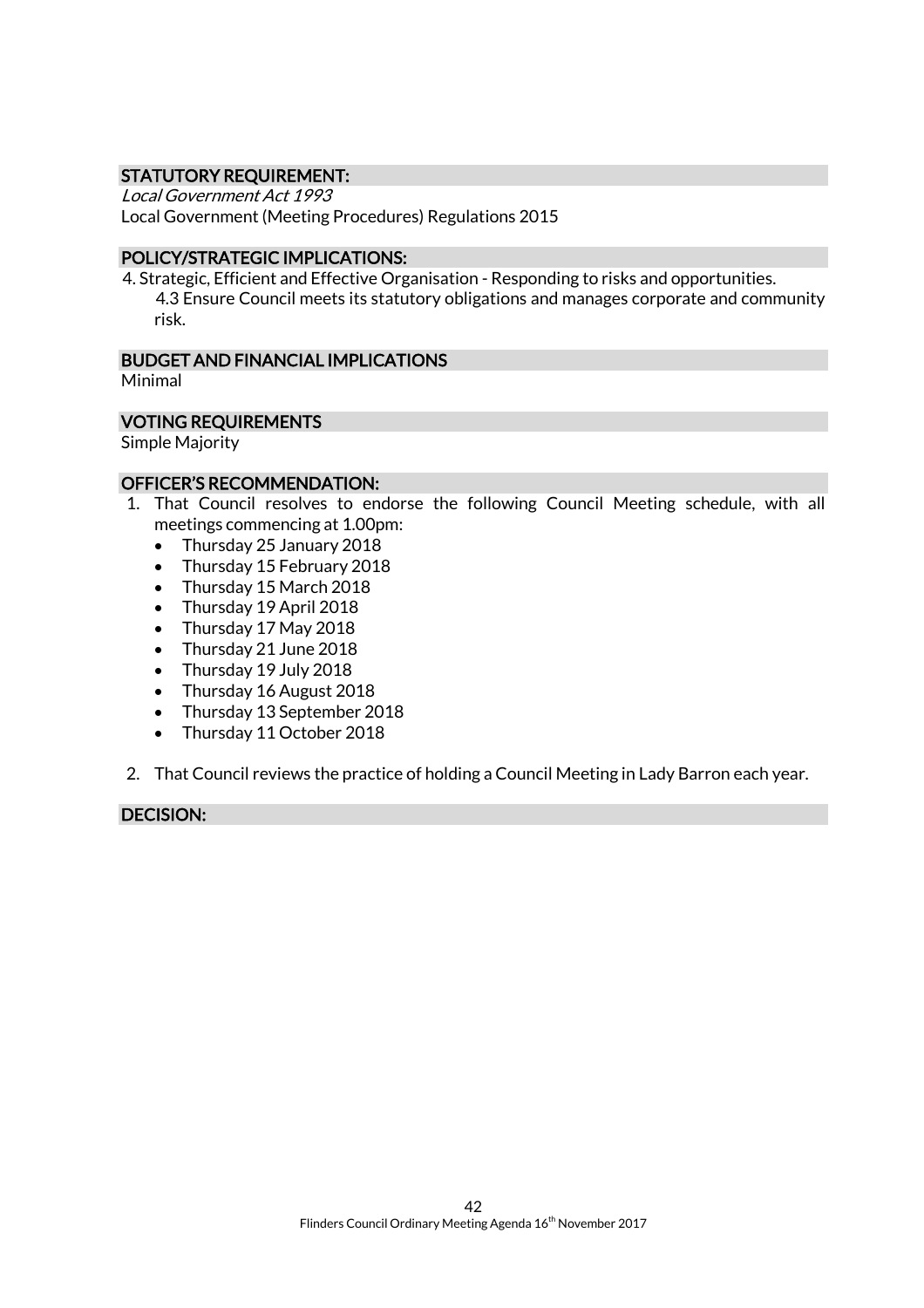### STATUTORY REQUIREMENT:

*Local Government Act 1993*
Local Government (Meeting Procedures) Regulations 2015

### POLICY/STRATEGIC IMPLICATIONS:

4. Strategic, Efficient and Effective Organisation - Responding to risks and opportunities.
   4.3 Ensure Council meets its statutory obligations and manages corporate and community risk.

### BUDGET AND FINANCIAL IMPLICATIONS

Minimal

### VOTING REQUIREMENTS

Simple Majority

### OFFICER'S RECOMMENDATION:

1. That Council resolves to endorse the following Council Meeting schedule, with all meetings commencing at 1.00pm:
   - Thursday 25 January 2018
   - Thursday 15 February 2018
   - Thursday 15 March 2018
   - Thursday 19 April 2018
   - Thursday 17 May 2018
   - Thursday 21 June 2018
   - Thursday 19 July 2018
   - Thursday 16 August 2018
   - Thursday 13 September 2018
   - Thursday 11 October 2018
2. That Council reviews the practice of holding a Council Meeting in Lady Barron each year.

### DECISION: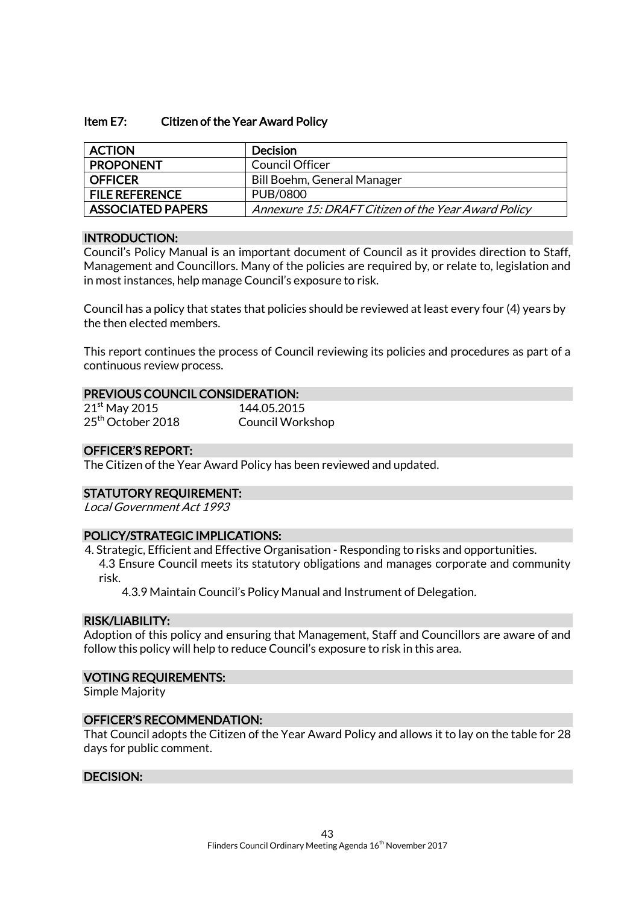### Item E7: Citizen of the Year Award Policy

| ACTION | Decision |
|---|---|
| PROPONENT | Council Officer |
| OFFICER | Bill Boehm, General Manager |
| FILE REFERENCE | PUB/0800 |
| ASSOCIATED PAPERS | *Annexure 15: DRAFT Citizen of the Year Award Policy* |

#### INTRODUCTION:

Council's Policy Manual is an important document of Council as it provides direction to Staff, Management and Councillors. Many of the policies are required by, or relate to, legislation and in most instances, help manage Council's exposure to risk.

Council has a policy that states that policies should be reviewed at least every four (4) years by the then elected members.

This report continues the process of Council reviewing its policies and procedures as part of a continuous review process.

#### PREVIOUS COUNCIL CONSIDERATION:

21st May 2015 — 144.05.2015
25th October 2018 — Council Workshop

#### OFFICER'S REPORT:

The Citizen of the Year Award Policy has been reviewed and updated.

#### STATUTORY REQUIREMENT:

*Local Government Act 1993*

#### POLICY/STRATEGIC IMPLICATIONS:

4. Strategic, Efficient and Effective Organisation - Responding to risks and opportunities.
   - 4.3 Ensure Council meets its statutory obligations and manages corporate and community risk.
     - 4.3.9 Maintain Council's Policy Manual and Instrument of Delegation.

#### RISK/LIABILITY:

Adoption of this policy and ensuring that Management, Staff and Councillors are aware of and follow this policy will help to reduce Council's exposure to risk in this area.

#### VOTING REQUIREMENTS:

Simple Majority

#### OFFICER'S RECOMMENDATION:

That Council adopts the Citizen of the Year Award Policy and allows it to lay on the table for 28 days for public comment.

#### DECISION: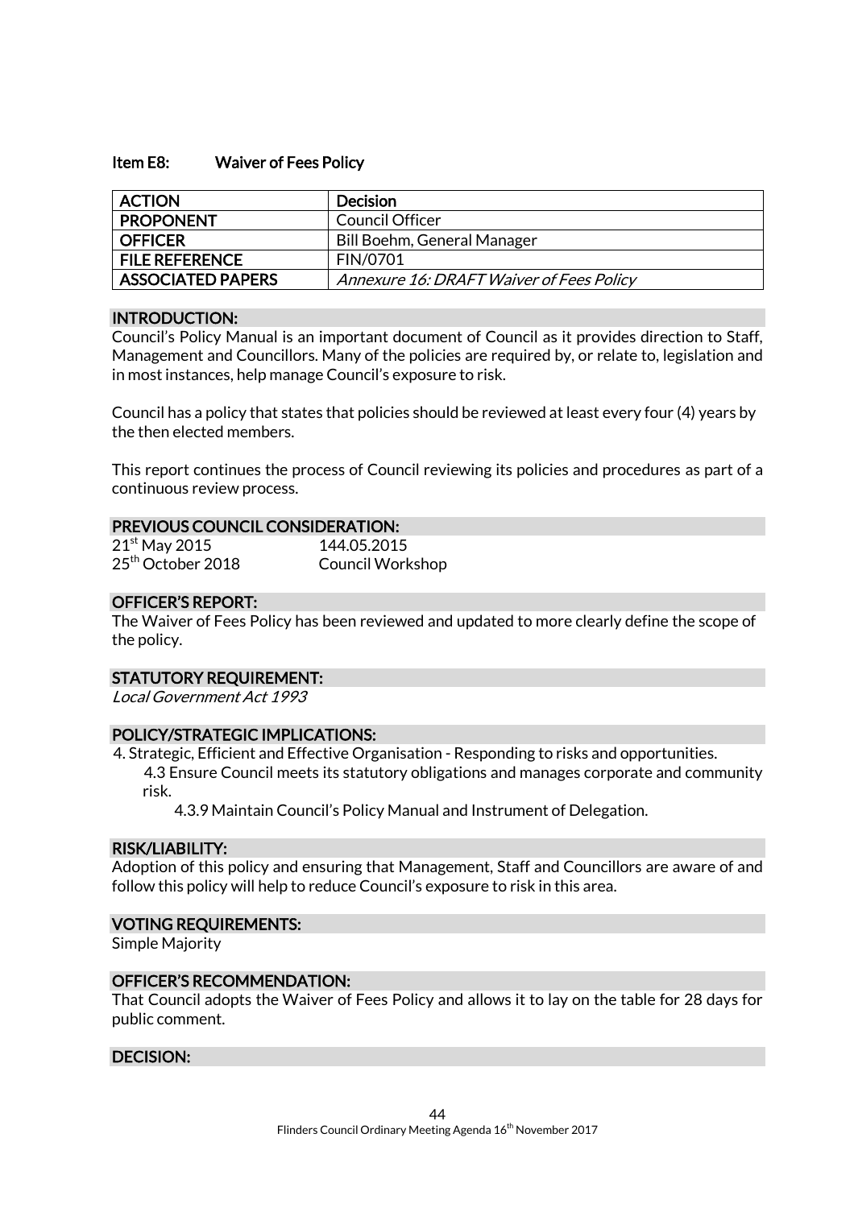## Item E8: Waiver of Fees Policy

| ACTION | Decision |
|---|---|
| PROPONENT | Council Officer |
| OFFICER | Bill Boehm, General Manager |
| FILE REFERENCE | FIN/0701 |
| ASSOCIATED PAPERS | *Annexure 16: DRAFT Waiver of Fees Policy* |

### INTRODUCTION:

Council's Policy Manual is an important document of Council as it provides direction to Staff, Management and Councillors. Many of the policies are required by, or relate to, legislation and in most instances, help manage Council's exposure to risk.

Council has a policy that states that policies should be reviewed at least every four (4) years by the then elected members.

This report continues the process of Council reviewing its policies and procedures as part of a continuous review process.

### PREVIOUS COUNCIL CONSIDERATION:

21st May 2015 — 144.05.2015
25th October 2018 — Council Workshop

### OFFICER'S REPORT:

The Waiver of Fees Policy has been reviewed and updated to more clearly define the scope of the policy.

### STATUTORY REQUIREMENT:

*Local Government Act 1993*

### POLICY/STRATEGIC IMPLICATIONS:

4. Strategic, Efficient and Effective Organisation - Responding to risks and opportunities.
   - 4.3 Ensure Council meets its statutory obligations and manages corporate and community risk.
     - 4.3.9 Maintain Council's Policy Manual and Instrument of Delegation.

### RISK/LIABILITY:

Adoption of this policy and ensuring that Management, Staff and Councillors are aware of and follow this policy will help to reduce Council's exposure to risk in this area.

### VOTING REQUIREMENTS:

Simple Majority

### OFFICER'S RECOMMENDATION:

That Council adopts the Waiver of Fees Policy and allows it to lay on the table for 28 days for public comment.

### DECISION: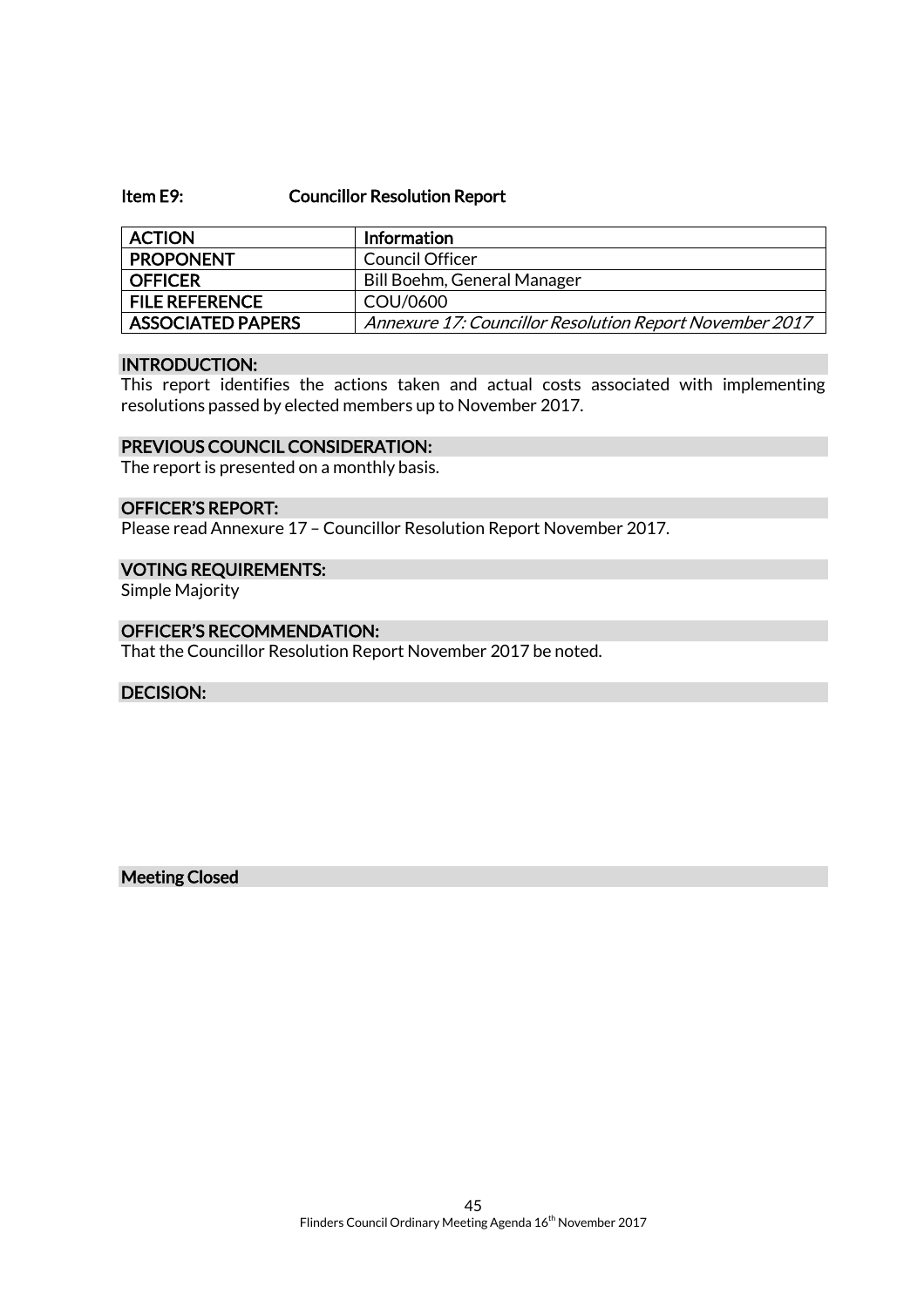### Item E9: Councillor Resolution Report

| | |
|---|---|
| **ACTION** | Information |
| **PROPONENT** | Council Officer |
| **OFFICER** | Bill Boehm, General Manager |
| **FILE REFERENCE** | COU/0600 |
| **ASSOCIATED PAPERS** | *Annexure 17: Councillor Resolution Report November 2017* |

#### INTRODUCTION:

This report identifies the actions taken and actual costs associated with implementing resolutions passed by elected members up to November 2017.

#### PREVIOUS COUNCIL CONSIDERATION:

The report is presented on a monthly basis.

#### OFFICER'S REPORT:

Please read Annexure 17 – Councillor Resolution Report November 2017.

#### VOTING REQUIREMENTS:

Simple Majority

#### OFFICER'S RECOMMENDATION:

That the Councillor Resolution Report November 2017 be noted.

#### DECISION:

#### Meeting Closed